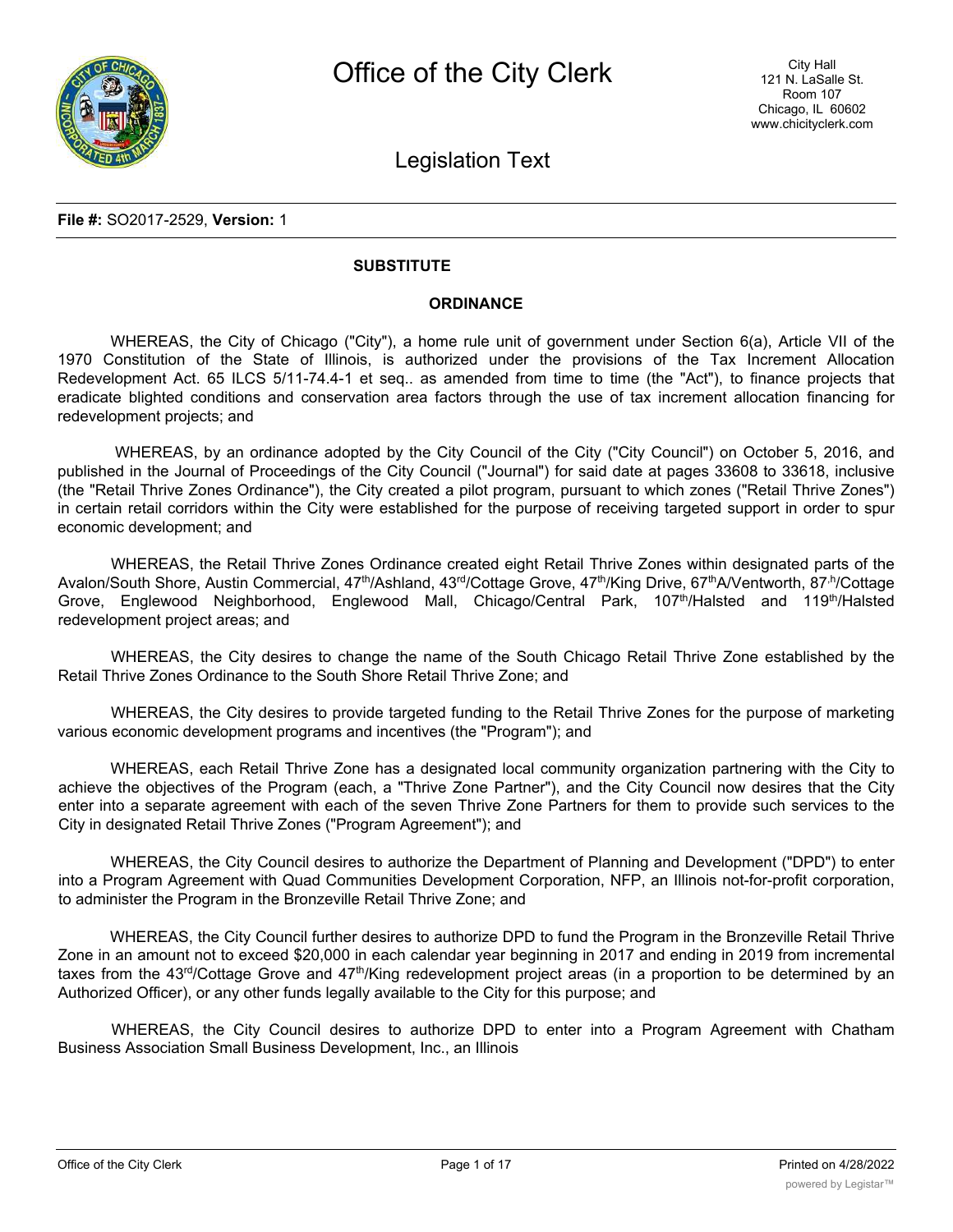# Office of the City Clerk

## Legislation Text

**File #:** SO2017-2529, **Version:** 1

**SUBSTITUTE**

**ORDINANCE**

WHEREAS, the City of Chicago ("City"), a home rule unit of government under Section 6(a), Article VII of the 1970 Constitution of the State of Illinois, is authorized under the provisions of the Tax Increment Allocation Redevelopment Act. 65 ILCS 5/11-74.4-1 et seq.. as amended from time to time (the "Act"), to finance projects that eradicate blighted conditions and conservation area factors through the use of tax increment allocation financing for redevelopment projects; and

WHEREAS, by an ordinance adopted by the City Council of the City ("City Council") on October 5, 2016, and published in the Journal of Proceedings of the City Council ("Journal") for said date at pages 33608 to 33618, inclusive (the "Retail Thrive Zones Ordinance"), the City created a pilot program, pursuant to which zones ("Retail Thrive Zones") in certain retail corridors within the City were established for the purpose of receiving targeted support in order to spur economic development; and

WHEREAS, the Retail Thrive Zones Ordinance created eight Retail Thrive Zones within designated parts of the Avalon/South Shore, Austin Commercial, 47th/Ashland, 43rd/Cottage Grove, 47th/King Drive, 67thA/Wentworth, 87,h/Cottage Grove, Englewood Neighborhood, Englewood Mall, Chicago/Central Park, 107th/Halsted and 119th/Halsted redevelopment project areas; and

WHEREAS, the City desires to change the name of the South Chicago Retail Thrive Zone established by the Retail Thrive Zones Ordinance to the South Shore Retail Thrive Zone; and

WHEREAS, the City desires to provide targeted funding to the Retail Thrive Zones for the purpose of marketing various economic development programs and incentives (the "Program"); and

WHEREAS, each Retail Thrive Zone has a designated local community organization partnering with the City to achieve the objectives of the Program (each, a "Thrive Zone Partner"), and the City Council now desires that the City enter into a separate agreement with each of the seven Thrive Zone Partners for them to provide such services to the City in designated Retail Thrive Zones ("Program Agreement"); and

WHEREAS, the City Council desires to authorize the Department of Planning and Development ("DPD") to enter into a Program Agreement with Quad Communities Development Corporation, NFP, an Illinois not-for-profit corporation, to administer the Program in the Bronzeville Retail Thrive Zone; and

WHEREAS, the City Council further desires to authorize DPD to fund the Program in the Bronzeville Retail Thrive Zone in an amount not to exceed $20,000 in each calendar year beginning in 2017 and ending in 2019 from incremental taxes from the 43rd/Cottage Grove and 47th/King redevelopment project areas (in a proportion to be determined by an Authorized Officer), or any other funds legally available to the City for this purpose; and

WHEREAS, the City Council desires to authorize DPD to enter into a Program Agreement with Chatham Business Association Small Business Development, Inc., an Illinois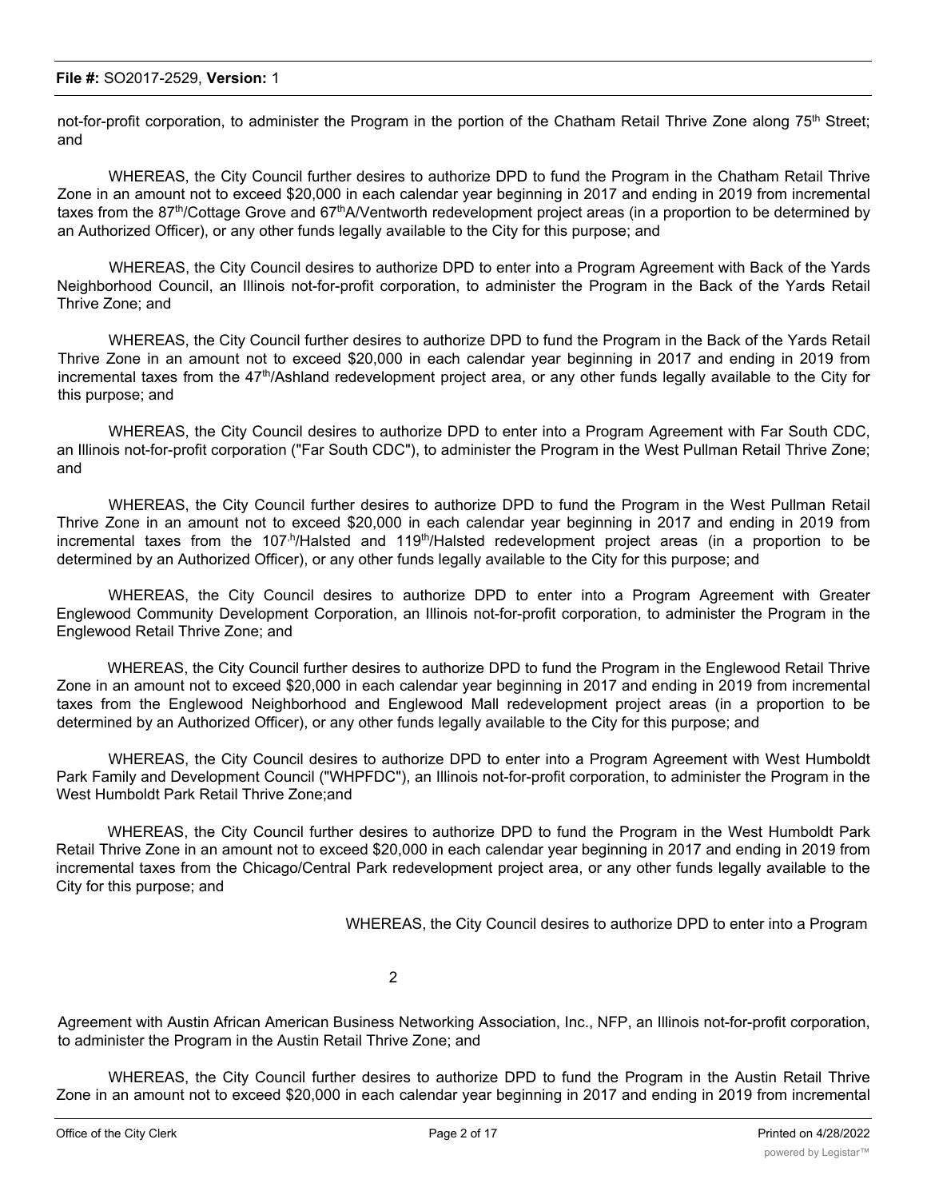not-for-profit corporation, to administer the Program in the portion of the Chatham Retail Thrive Zone along 75th Street; and

WHEREAS, the City Council further desires to authorize DPD to fund the Program in the Chatham Retail Thrive Zone in an amount not to exceed $20,000 in each calendar year beginning in 2017 and ending in 2019 from incremental taxes from the 87th/Cottage Grove and 67thA/Ventworth redevelopment project areas (in a proportion to be determined by an Authorized Officer), or any other funds legally available to the City for this purpose; and

WHEREAS, the City Council desires to authorize DPD to enter into a Program Agreement with Back of the Yards Neighborhood Council, an Illinois not-for-profit corporation, to administer the Program in the Back of the Yards Retail Thrive Zone; and

WHEREAS, the City Council further desires to authorize DPD to fund the Program in the Back of the Yards Retail Thrive Zone in an amount not to exceed $20,000 in each calendar year beginning in 2017 and ending in 2019 from incremental taxes from the 47th/Ashland redevelopment project area, or any other funds legally available to the City for this purpose; and

WHEREAS, the City Council desires to authorize DPD to enter into a Program Agreement with Far South CDC, an Illinois not-for-profit corporation ("Far South CDC"), to administer the Program in the West Pullman Retail Thrive Zone; and

WHEREAS, the City Council further desires to authorize DPD to fund the Program in the West Pullman Retail Thrive Zone in an amount not to exceed $20,000 in each calendar year beginning in 2017 and ending in 2019 from incremental taxes from the 107th/Halsted and 119th/Halsted redevelopment project areas (in a proportion to be determined by an Authorized Officer), or any other funds legally available to the City for this purpose; and

WHEREAS, the City Council desires to authorize DPD to enter into a Program Agreement with Greater Englewood Community Development Corporation, an Illinois not-for-profit corporation, to administer the Program in the Englewood Retail Thrive Zone; and

WHEREAS, the City Council further desires to authorize DPD to fund the Program in the Englewood Retail Thrive Zone in an amount not to exceed $20,000 in each calendar year beginning in 2017 and ending in 2019 from incremental taxes from the Englewood Neighborhood and Englewood Mall redevelopment project areas (in a proportion to be determined by an Authorized Officer), or any other funds legally available to the City for this purpose; and

WHEREAS, the City Council desires to authorize DPD to enter into a Program Agreement with West Humboldt Park Family and Development Council ("WHPFDC"), an Illinois not-for-profit corporation, to administer the Program in the West Humboldt Park Retail Thrive Zone;and

WHEREAS, the City Council further desires to authorize DPD to fund the Program in the West Humboldt Park Retail Thrive Zone in an amount not to exceed $20,000 in each calendar year beginning in 2017 and ending in 2019 from incremental taxes from the Chicago/Central Park redevelopment project area, or any other funds legally available to the City for this purpose; and

WHEREAS, the City Council desires to authorize DPD to enter into a Program Agreement with Austin African American Business Networking Association, Inc., NFP, an Illinois not-for-profit corporation, to administer the Program in the Austin Retail Thrive Zone; and

WHEREAS, the City Council further desires to authorize DPD to fund the Program in the Austin Retail Thrive Zone in an amount not to exceed $20,000 in each calendar year beginning in 2017 and ending in 2019 from incremental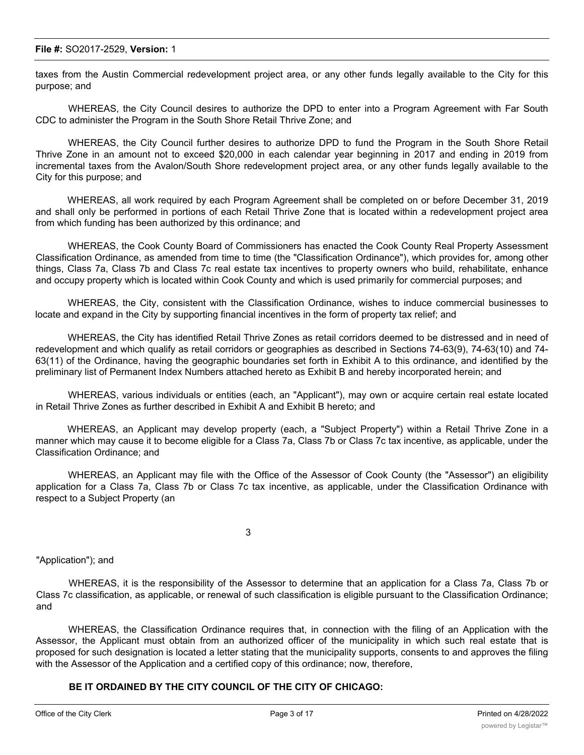taxes from the Austin Commercial redevelopment project area, or any other funds legally available to the City for this purpose; and

WHEREAS, the City Council desires to authorize the DPD to enter into a Program Agreement with Far South CDC to administer the Program in the South Shore Retail Thrive Zone; and

WHEREAS, the City Council further desires to authorize DPD to fund the Program in the South Shore Retail Thrive Zone in an amount not to exceed $20,000 in each calendar year beginning in 2017 and ending in 2019 from incremental taxes from the Avalon/South Shore redevelopment project area, or any other funds legally available to the City for this purpose; and

WHEREAS, all work required by each Program Agreement shall be completed on or before December 31, 2019 and shall only be performed in portions of each Retail Thrive Zone that is located within a redevelopment project area from which funding has been authorized by this ordinance; and

WHEREAS, the Cook County Board of Commissioners has enacted the Cook County Real Property Assessment Classification Ordinance, as amended from time to time (the "Classification Ordinance"), which provides for, among other things, Class 7a, Class 7b and Class 7c real estate tax incentives to property owners who build, rehabilitate, enhance and occupy property which is located within Cook County and which is used primarily for commercial purposes; and

WHEREAS, the City, consistent with the Classification Ordinance, wishes to induce commercial businesses to locate and expand in the City by supporting financial incentives in the form of property tax relief; and

WHEREAS, the City has identified Retail Thrive Zones as retail corridors deemed to be distressed and in need of redevelopment and which qualify as retail corridors or geographies as described in Sections 74-63(9), 74-63(10) and 74-63(11) of the Ordinance, having the geographic boundaries set forth in Exhibit A to this ordinance, and identified by the preliminary list of Permanent Index Numbers attached hereto as Exhibit B and hereby incorporated herein; and

WHEREAS, various individuals or entities (each, an "Applicant"), may own or acquire certain real estate located in Retail Thrive Zones as further described in Exhibit A and Exhibit B hereto; and

WHEREAS, an Applicant may develop property (each, a "Subject Property") within a Retail Thrive Zone in a manner which may cause it to become eligible for a Class 7a, Class 7b or Class 7c tax incentive, as applicable, under the Classification Ordinance; and

WHEREAS, an Applicant may file with the Office of the Assessor of Cook County (the "Assessor") an eligibility application for a Class 7a, Class 7b or Class 7c tax incentive, as applicable, under the Classification Ordinance with respect to a Subject Property (an "Application"); and

WHEREAS, it is the responsibility of the Assessor to determine that an application for a Class 7a, Class 7b or Class 7c classification, as applicable, or renewal of such classification is eligible pursuant to the Classification Ordinance; and

WHEREAS, the Classification Ordinance requires that, in connection with the filing of an Application with the Assessor, the Applicant must obtain from an authorized officer of the municipality in which such real estate that is proposed for such designation is located a letter stating that the municipality supports, consents to and approves the filing with the Assessor of the Application and a certified copy of this ordinance; now, therefore,

**BE IT ORDAINED BY THE CITY COUNCIL OF THE CITY OF CHICAGO:**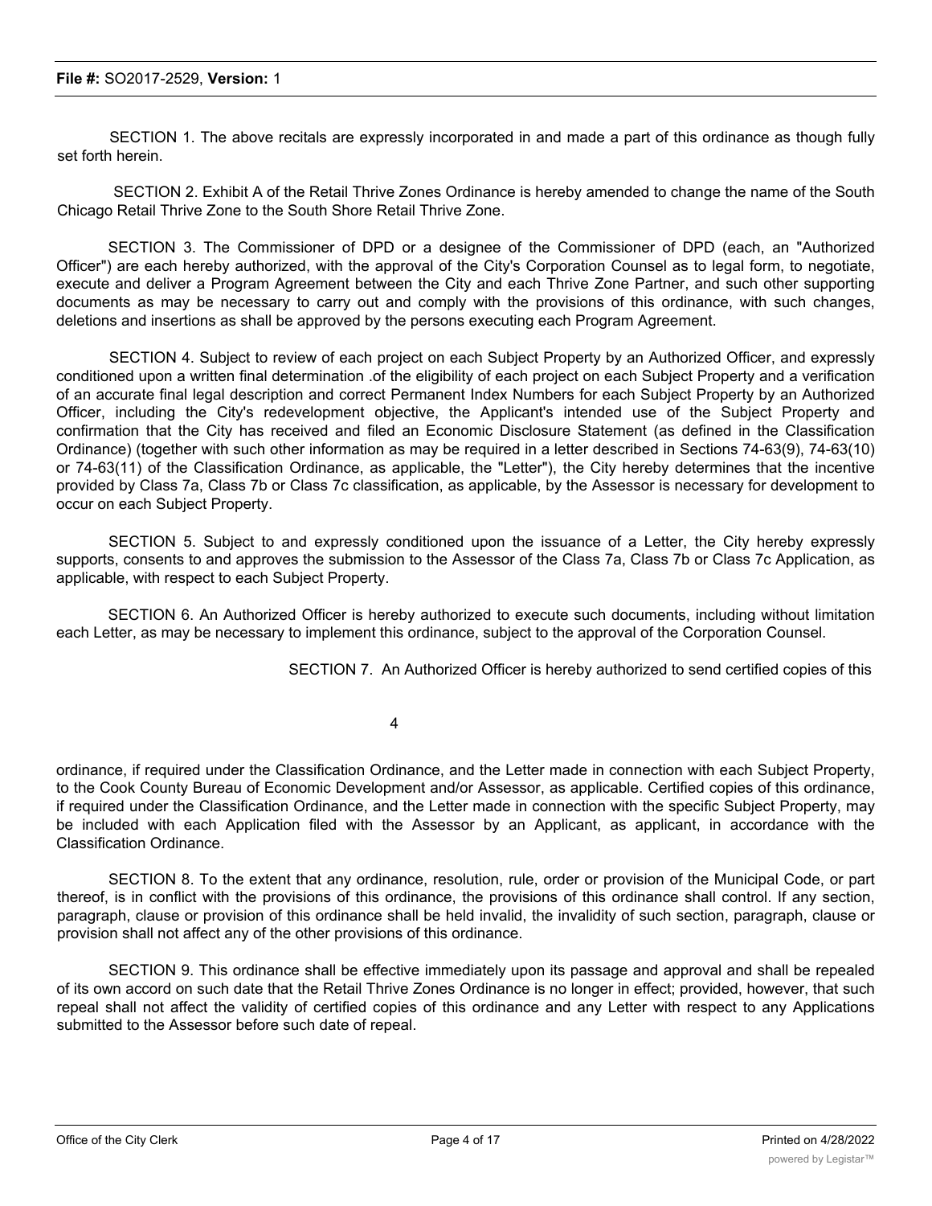SECTION 1. The above recitals are expressly incorporated in and made a part of this ordinance as though fully set forth herein.

SECTION 2. Exhibit A of the Retail Thrive Zones Ordinance is hereby amended to change the name of the South Chicago Retail Thrive Zone to the South Shore Retail Thrive Zone.

SECTION 3. The Commissioner of DPD or a designee of the Commissioner of DPD (each, an "Authorized Officer") are each hereby authorized, with the approval of the City's Corporation Counsel as to legal form, to negotiate, execute and deliver a Program Agreement between the City and each Thrive Zone Partner, and such other supporting documents as may be necessary to carry out and comply with the provisions of this ordinance, with such changes, deletions and insertions as shall be approved by the persons executing each Program Agreement.

SECTION 4. Subject to review of each project on each Subject Property by an Authorized Officer, and expressly conditioned upon a written final determination .of the eligibility of each project on each Subject Property and a verification of an accurate final legal description and correct Permanent Index Numbers for each Subject Property by an Authorized Officer, including the City's redevelopment objective, the Applicant's intended use of the Subject Property and confirmation that the City has received and filed an Economic Disclosure Statement (as defined in the Classification Ordinance) (together with such other information as may be required in a letter described in Sections 74-63(9), 74-63(10) or 74-63(11) of the Classification Ordinance, as applicable, the "Letter"), the City hereby determines that the incentive provided by Class 7a, Class 7b or Class 7c classification, as applicable, by the Assessor is necessary for development to occur on each Subject Property.

SECTION 5. Subject to and expressly conditioned upon the issuance of a Letter, the City hereby expressly supports, consents to and approves the submission to the Assessor of the Class 7a, Class 7b or Class 7c Application, as applicable, with respect to each Subject Property.

SECTION 6. An Authorized Officer is hereby authorized to execute such documents, including without limitation each Letter, as may be necessary to implement this ordinance, subject to the approval of the Corporation Counsel.

SECTION 7. An Authorized Officer is hereby authorized to send certified copies of this ordinance, if required under the Classification Ordinance, and the Letter made in connection with each Subject Property, to the Cook County Bureau of Economic Development and/or Assessor, as applicable. Certified copies of this ordinance, if required under the Classification Ordinance, and the Letter made in connection with the specific Subject Property, may be included with each Application filed with the Assessor by an Applicant, as applicant, in accordance with the Classification Ordinance.

SECTION 8. To the extent that any ordinance, resolution, rule, order or provision of the Municipal Code, or part thereof, is in conflict with the provisions of this ordinance, the provisions of this ordinance shall control. If any section, paragraph, clause or provision of this ordinance shall be held invalid, the invalidity of such section, paragraph, clause or provision shall not affect any of the other provisions of this ordinance.

SECTION 9. This ordinance shall be effective immediately upon its passage and approval and shall be repealed of its own accord on such date that the Retail Thrive Zones Ordinance is no longer in effect; provided, however, that such repeal shall not affect the validity of certified copies of this ordinance and any Letter with respect to any Applications submitted to the Assessor before such date of repeal.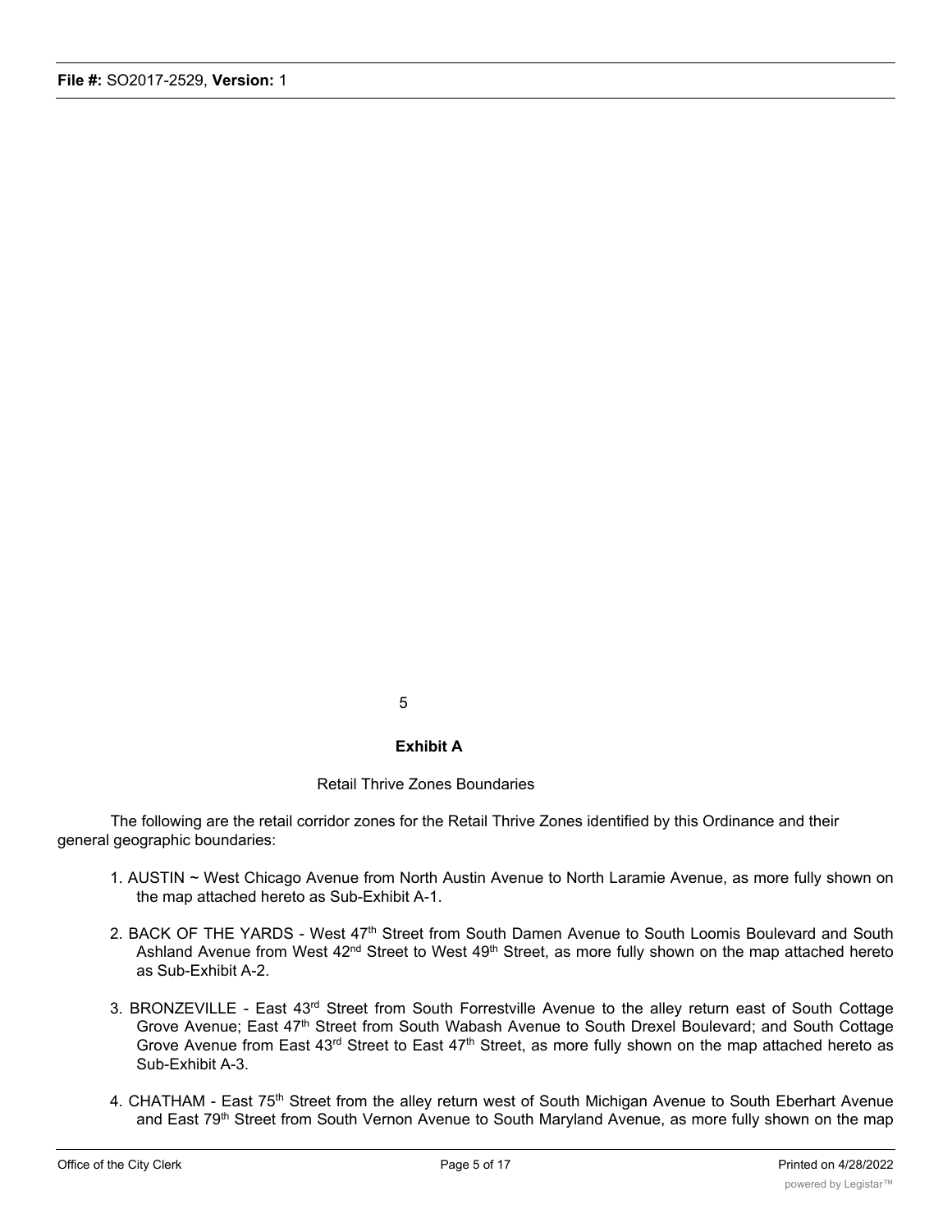5

**Exhibit A**

Retail Thrive Zones Boundaries

The following are the retail corridor zones for the Retail Thrive Zones identified by this Ordinance and their general geographic boundaries:

1. AUSTIN ~ West Chicago Avenue from North Austin Avenue to North Laramie Avenue, as more fully shown on the map attached hereto as Sub-Exhibit A-1.

2. BACK OF THE YARDS - West 47th Street from South Damen Avenue to South Loomis Boulevard and South Ashland Avenue from West 42nd Street to West 49th Street, as more fully shown on the map attached hereto as Sub-Exhibit A-2.

3. BRONZEVILLE - East 43rd Street from South Forrestville Avenue to the alley return east of South Cottage Grove Avenue; East 47th Street from South Wabash Avenue to South Drexel Boulevard; and South Cottage Grove Avenue from East 43rd Street to East 47th Street, as more fully shown on the map attached hereto as Sub-Exhibit A-3.

4. CHATHAM - East 75th Street from the alley return west of South Michigan Avenue to South Eberhart Avenue and East 79th Street from South Vernon Avenue to South Maryland Avenue, as more fully shown on the map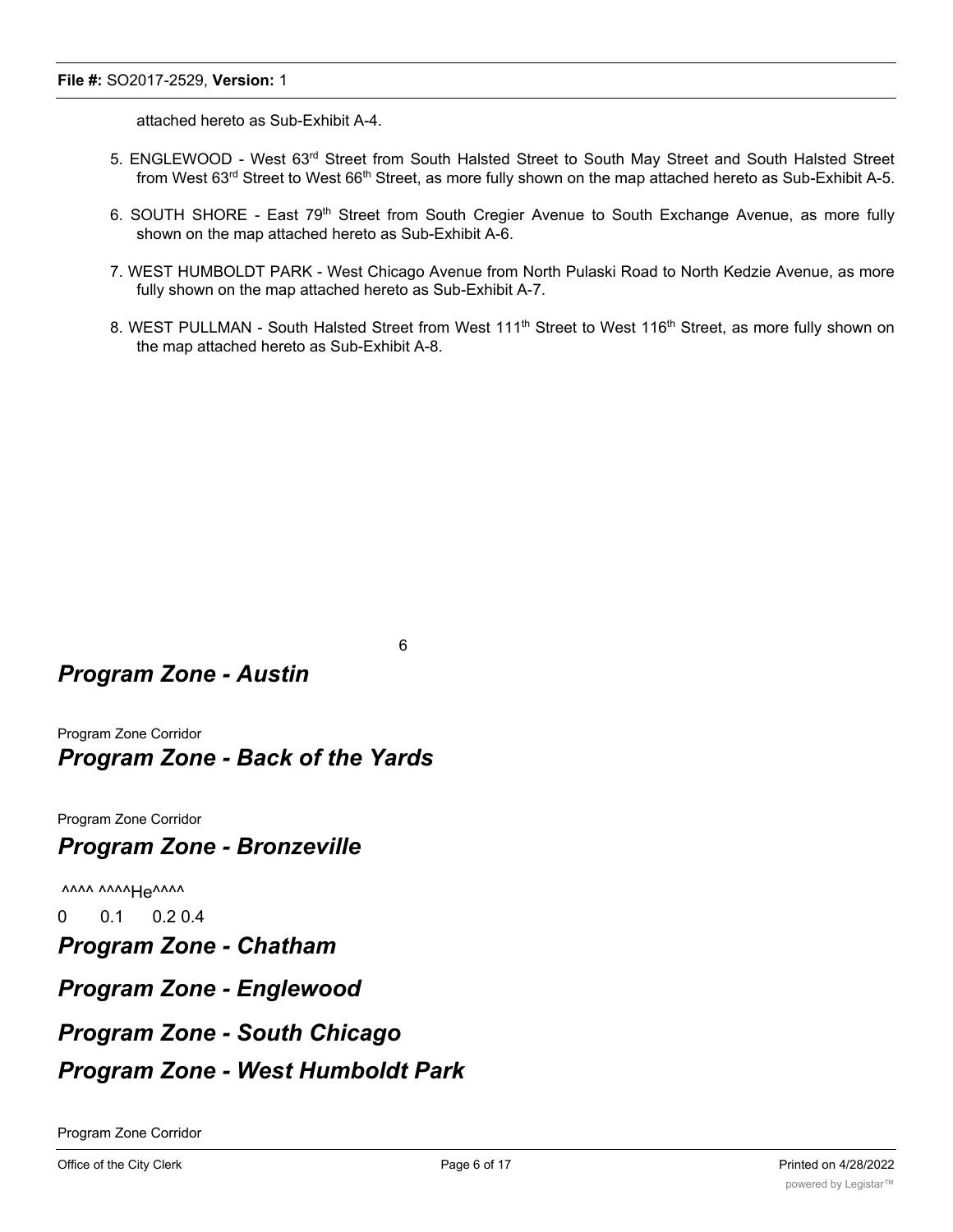attached hereto as Sub-Exhibit A-4.

5. ENGLEWOOD - West 63rd Street from South Halsted Street to South May Street and South Halsted Street from West 63rd Street to West 66th Street, as more fully shown on the map attached hereto as Sub-Exhibit A-5.

6. SOUTH SHORE - East 79th Street from South Cregier Avenue to South Exchange Avenue, as more fully shown on the map attached hereto as Sub-Exhibit A-6.

7. WEST HUMBOLDT PARK - West Chicago Avenue from North Pulaski Road to North Kedzie Avenue, as more fully shown on the map attached hereto as Sub-Exhibit A-7.

8. WEST PULLMAN - South Halsted Street from West 111th Street to West 116th Street, as more fully shown on the map attached hereto as Sub-Exhibit A-8.

## *Program Zone - Austin*

Program Zone Corridor

## *Program Zone - Back of the Yards*

Program Zone Corridor

## *Program Zone - Bronzeville*

^^^^ ^^^^He^^^^

0 0.1 0.2 0.4

## *Program Zone - Chatham*

## *Program Zone - Englewood*

## *Program Zone - South Chicago*

## *Program Zone - West Humboldt Park*

Program Zone Corridor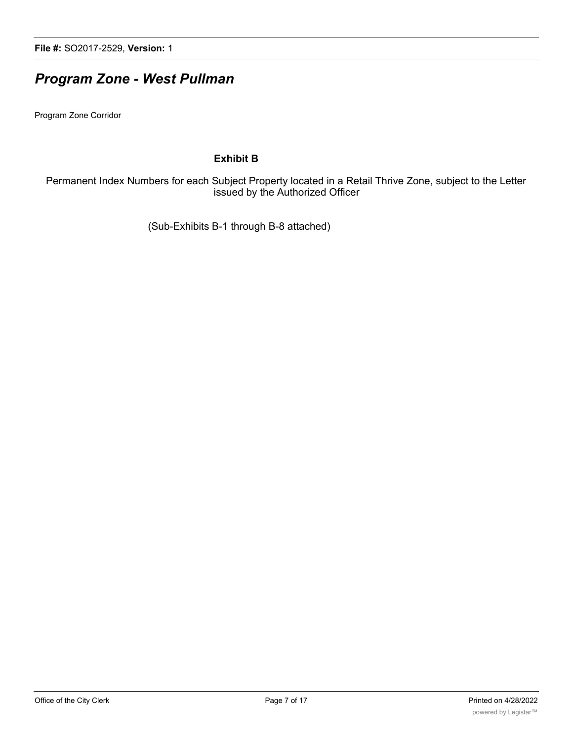# *Program Zone - West Pullman*

Program Zone Corridor

**Exhibit B**

Permanent Index Numbers for each Subject Property located in a Retail Thrive Zone, subject to the Letter issued by the Authorized Officer

(Sub-Exhibits B-1 through B-8 attached)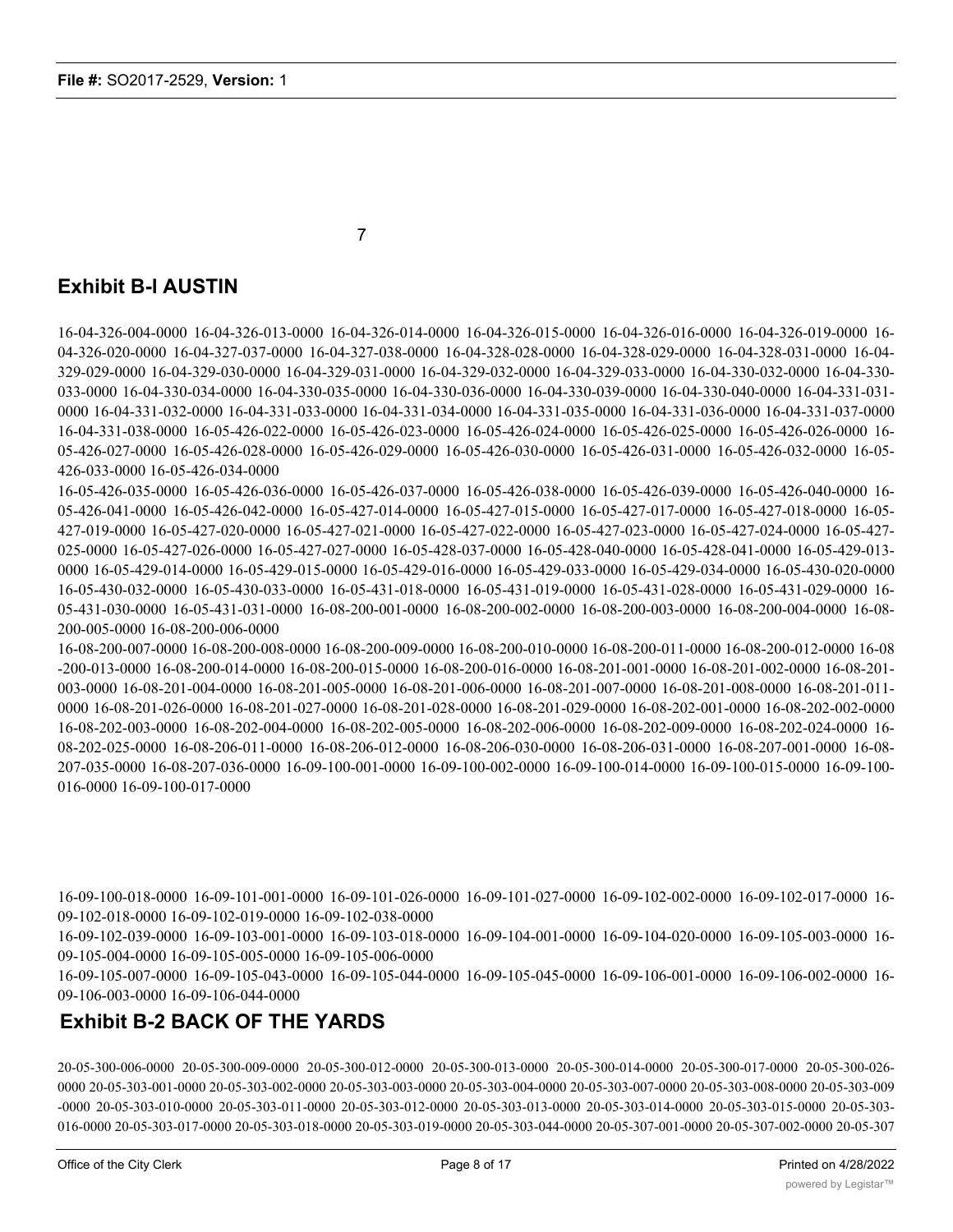7

## Exhibit B-I AUSTIN

16-04-326-004-0000 16-04-326-013-0000 16-04-326-014-0000 16-04-326-015-0000 16-04-326-016-0000 16-04-326-019-0000 16-04-326-020-0000 16-04-327-037-0000 16-04-327-038-0000 16-04-328-028-0000 16-04-328-029-0000 16-04-328-031-0000 16-04-329-029-0000 16-04-329-030-0000 16-04-329-031-0000 16-04-329-032-0000 16-04-329-033-0000 16-04-330-032-0000 16-04-330-033-0000 16-04-330-034-0000 16-04-330-035-0000 16-04-330-036-0000 16-04-330-039-0000 16-04-330-040-0000 16-04-331-031-0000 16-04-331-032-0000 16-04-331-033-0000 16-04-331-034-0000 16-04-331-035-0000 16-04-331-036-0000 16-04-331-037-0000 16-04-331-038-0000 16-05-426-022-0000 16-05-426-023-0000 16-05-426-024-0000 16-05-426-025-0000 16-05-426-026-0000 16-05-426-027-0000 16-05-426-028-0000 16-05-426-029-0000 16-05-426-030-0000 16-05-426-031-0000 16-05-426-032-0000 16-05-426-033-0000 16-05-426-034-0000

16-05-426-035-0000 16-05-426-036-0000 16-05-426-037-0000 16-05-426-038-0000 16-05-426-039-0000 16-05-426-040-0000 16-05-426-041-0000 16-05-426-042-0000 16-05-427-014-0000 16-05-427-015-0000 16-05-427-017-0000 16-05-427-018-0000 16-05-427-019-0000 16-05-427-020-0000 16-05-427-021-0000 16-05-427-022-0000 16-05-427-023-0000 16-05-427-024-0000 16-05-427-025-0000 16-05-427-026-0000 16-05-427-027-0000 16-05-428-037-0000 16-05-428-040-0000 16-05-428-041-0000 16-05-429-013-0000 16-05-429-014-0000 16-05-429-015-0000 16-05-429-016-0000 16-05-429-033-0000 16-05-429-034-0000 16-05-430-020-0000 16-05-430-032-0000 16-05-430-033-0000 16-05-431-018-0000 16-05-431-019-0000 16-05-431-028-0000 16-05-431-029-0000 16-05-431-030-0000 16-05-431-031-0000 16-08-200-001-0000 16-08-200-002-0000 16-08-200-003-0000 16-08-200-004-0000 16-08-200-005-0000 16-08-200-006-0000

16-08-200-007-0000 16-08-200-008-0000 16-08-200-009-0000 16-08-200-010-0000 16-08-200-011-0000 16-08-200-012-0000 16-08-200-013-0000 16-08-200-014-0000 16-08-200-015-0000 16-08-200-016-0000 16-08-201-001-0000 16-08-201-002-0000 16-08-201-003-0000 16-08-201-004-0000 16-08-201-005-0000 16-08-201-006-0000 16-08-201-007-0000 16-08-201-008-0000 16-08-201-011-0000 16-08-201-026-0000 16-08-201-027-0000 16-08-201-028-0000 16-08-201-029-0000 16-08-202-001-0000 16-08-202-002-0000 16-08-202-003-0000 16-08-202-004-0000 16-08-202-005-0000 16-08-202-006-0000 16-08-202-009-0000 16-08-202-024-0000 16-08-202-025-0000 16-08-206-011-0000 16-08-206-012-0000 16-08-206-030-0000 16-08-206-031-0000 16-08-207-001-0000 16-08-207-035-0000 16-08-207-036-0000 16-09-100-001-0000 16-09-100-002-0000 16-09-100-014-0000 16-09-100-015-0000 16-09-100-016-0000 16-09-100-017-0000

16-09-100-018-0000 16-09-101-001-0000 16-09-101-026-0000 16-09-101-027-0000 16-09-102-002-0000 16-09-102-017-0000 16-09-102-018-0000 16-09-102-019-0000 16-09-102-038-0000

16-09-102-039-0000 16-09-103-001-0000 16-09-103-018-0000 16-09-104-001-0000 16-09-104-020-0000 16-09-105-003-0000 16-09-105-004-0000 16-09-105-005-0000 16-09-105-006-0000

16-09-105-007-0000 16-09-105-043-0000 16-09-105-044-0000 16-09-105-045-0000 16-09-106-001-0000 16-09-106-002-0000 16-09-106-003-0000 16-09-106-044-0000

## Exhibit B-2 BACK OF THE YARDS

20-05-300-006-0000 20-05-300-009-0000 20-05-300-012-0000 20-05-300-013-0000 20-05-300-014-0000 20-05-300-017-0000 20-05-300-026-0000 20-05-303-001-0000 20-05-303-002-0000 20-05-303-003-0000 20-05-303-004-0000 20-05-303-007-0000 20-05-303-008-0000 20-05-303-009-0000 20-05-303-010-0000 20-05-303-011-0000 20-05-303-012-0000 20-05-303-013-0000 20-05-303-014-0000 20-05-303-015-0000 20-05-303-016-0000 20-05-303-017-0000 20-05-303-018-0000 20-05-303-019-0000 20-05-303-044-0000 20-05-307-001-0000 20-05-307-002-0000 20-05-307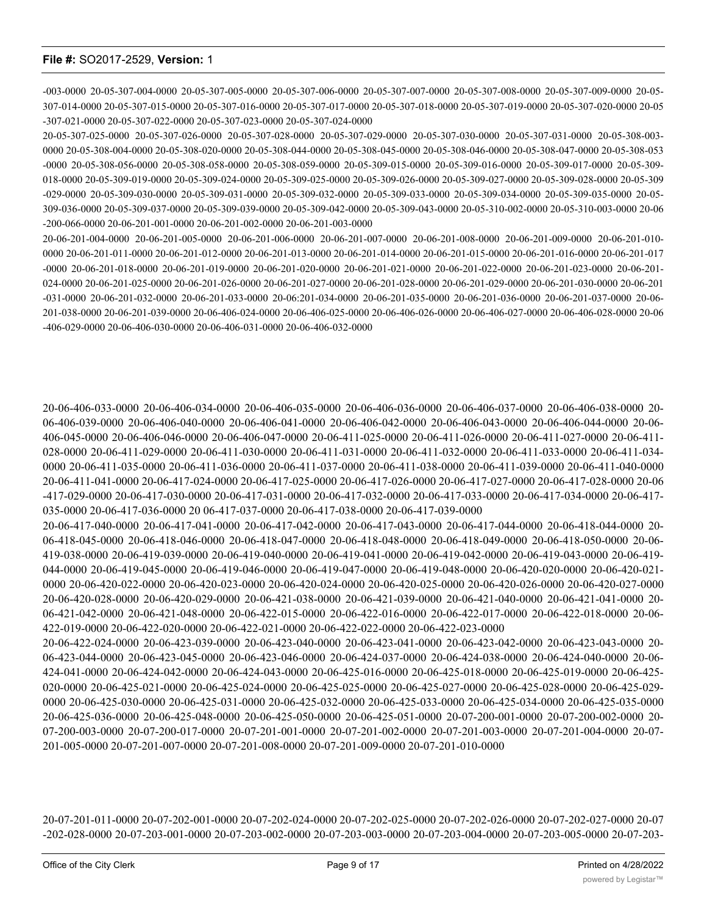-003-0000 20-05-307-004-0000 20-05-307-005-0000 20-05-307-006-0000 20-05-307-007-0000 20-05-307-008-0000 20-05-307-009-0000 20-05-307-014-0000 20-05-307-015-0000 20-05-307-016-0000 20-05-307-017-0000 20-05-307-018-0000 20-05-307-019-0000 20-05-307-020-0000 20-05-307-021-0000 20-05-307-022-0000 20-05-307-023-0000 20-05-307-024-0000

20-05-307-025-0000 20-05-307-026-0000 20-05-307-028-0000 20-05-307-029-0000 20-05-307-030-0000 20-05-307-031-0000 20-05-308-003-0000 20-05-308-004-0000 20-05-308-020-0000 20-05-308-044-0000 20-05-308-045-0000 20-05-308-046-0000 20-05-308-047-0000 20-05-308-053-0000 20-05-308-056-0000 20-05-308-058-0000 20-05-308-059-0000 20-05-309-015-0000 20-05-309-016-0000 20-05-309-017-0000 20-05-309-018-0000 20-05-309-019-0000 20-05-309-024-0000 20-05-309-025-0000 20-05-309-026-0000 20-05-309-027-0000 20-05-309-028-0000 20-05-309-029-0000 20-05-309-030-0000 20-05-309-031-0000 20-05-309-032-0000 20-05-309-033-0000 20-05-309-034-0000 20-05-309-035-0000 20-05-309-036-0000 20-05-309-037-0000 20-05-309-039-0000 20-05-309-042-0000 20-05-309-043-0000 20-05-310-002-0000 20-05-310-003-0000 20-06-200-066-0000 20-06-201-001-0000 20-06-201-002-0000 20-06-201-003-0000

20-06-201-004-0000 20-06-201-005-0000 20-06-201-006-0000 20-06-201-007-0000 20-06-201-008-0000 20-06-201-009-0000 20-06-201-010-0000 20-06-201-011-0000 20-06-201-012-0000 20-06-201-013-0000 20-06-201-014-0000 20-06-201-015-0000 20-06-201-016-0000 20-06-201-017-0000 20-06-201-018-0000 20-06-201-019-0000 20-06-201-020-0000 20-06-201-021-0000 20-06-201-022-0000 20-06-201-023-0000 20-06-201-024-0000 20-06-201-025-0000 20-06-201-026-0000 20-06-201-027-0000 20-06-201-028-0000 20-06-201-029-0000 20-06-201-030-0000 20-06-201-031-0000 20-06-201-032-0000 20-06-201-033-0000 20-06:201-034-0000 20-06-201-035-0000 20-06-201-036-0000 20-06-201-037-0000 20-06-201-038-0000 20-06-201-039-0000 20-06-406-024-0000 20-06-406-025-0000 20-06-406-026-0000 20-06-406-027-0000 20-06-406-028-0000 20-06-406-029-0000 20-06-406-030-0000 20-06-406-031-0000 20-06-406-032-0000

20-06-406-033-0000 20-06-406-034-0000 20-06-406-035-0000 20-06-406-036-0000 20-06-406-037-0000 20-06-406-038-0000 20-06-406-039-0000 20-06-406-040-0000 20-06-406-041-0000 20-06-406-042-0000 20-06-406-043-0000 20-06-406-044-0000 20-06-406-045-0000 20-06-406-046-0000 20-06-406-047-0000 20-06-411-025-0000 20-06-411-026-0000 20-06-411-027-0000 20-06-411-028-0000 20-06-411-029-0000 20-06-411-030-0000 20-06-411-031-0000 20-06-411-032-0000 20-06-411-033-0000 20-06-411-034-0000 20-06-411-035-0000 20-06-411-036-0000 20-06-411-037-0000 20-06-411-038-0000 20-06-411-039-0000 20-06-411-040-0000 20-06-411-041-0000 20-06-417-024-0000 20-06-417-025-0000 20-06-417-026-0000 20-06-417-027-0000 20-06-417-028-0000 20-06-417-029-0000 20-06-417-030-0000 20-06-417-031-0000 20-06-417-032-0000 20-06-417-033-0000 20-06-417-034-0000 20-06-417-035-0000 20-06-417-036-0000 20 06-417-037-0000 20-06-417-038-0000 20-06-417-039-0000

20-06-417-040-0000 20-06-417-041-0000 20-06-417-042-0000 20-06-417-043-0000 20-06-417-044-0000 20-06-418-044-0000 20-06-418-045-0000 20-06-418-046-0000 20-06-418-047-0000 20-06-418-048-0000 20-06-418-049-0000 20-06-418-050-0000 20-06-419-038-0000 20-06-419-039-0000 20-06-419-040-0000 20-06-419-041-0000 20-06-419-042-0000 20-06-419-043-0000 20-06-419-044-0000 20-06-419-045-0000 20-06-419-046-0000 20-06-419-047-0000 20-06-419-048-0000 20-06-420-020-0000 20-06-420-021-0000 20-06-420-022-0000 20-06-420-023-0000 20-06-420-024-0000 20-06-420-025-0000 20-06-420-026-0000 20-06-420-027-0000 20-06-420-028-0000 20-06-420-029-0000 20-06-421-038-0000 20-06-421-039-0000 20-06-421-040-0000 20-06-421-041-0000 20-06-421-042-0000 20-06-421-048-0000 20-06-422-015-0000 20-06-422-016-0000 20-06-422-017-0000 20-06-422-018-0000 20-06-422-019-0000 20-06-422-020-0000 20-06-422-021-0000 20-06-422-022-0000 20-06-422-023-0000

20-06-422-024-0000 20-06-423-039-0000 20-06-423-040-0000 20-06-423-041-0000 20-06-423-042-0000 20-06-423-043-0000 20-06-423-044-0000 20-06-423-045-0000 20-06-423-046-0000 20-06-424-037-0000 20-06-424-038-0000 20-06-424-040-0000 20-06-424-041-0000 20-06-424-042-0000 20-06-424-043-0000 20-06-425-016-0000 20-06-425-018-0000 20-06-425-019-0000 20-06-425-020-0000 20-06-425-021-0000 20-06-425-024-0000 20-06-425-025-0000 20-06-425-027-0000 20-06-425-028-0000 20-06-425-029-0000 20-06-425-030-0000 20-06-425-031-0000 20-06-425-032-0000 20-06-425-033-0000 20-06-425-034-0000 20-06-425-035-0000 20-06-425-036-0000 20-06-425-048-0000 20-06-425-050-0000 20-06-425-051-0000 20-07-200-001-0000 20-07-200-002-0000 20-07-200-003-0000 20-07-200-017-0000 20-07-201-001-0000 20-07-201-002-0000 20-07-201-003-0000 20-07-201-004-0000 20-07-201-005-0000 20-07-201-007-0000 20-07-201-008-0000 20-07-201-009-0000 20-07-201-010-0000

20-07-201-011-0000 20-07-202-001-0000 20-07-202-024-0000 20-07-202-025-0000 20-07-202-026-0000 20-07-202-027-0000 20-07-202-028-0000 20-07-203-001-0000 20-07-203-002-0000 20-07-203-003-0000 20-07-203-004-0000 20-07-203-005-0000 20-07-203-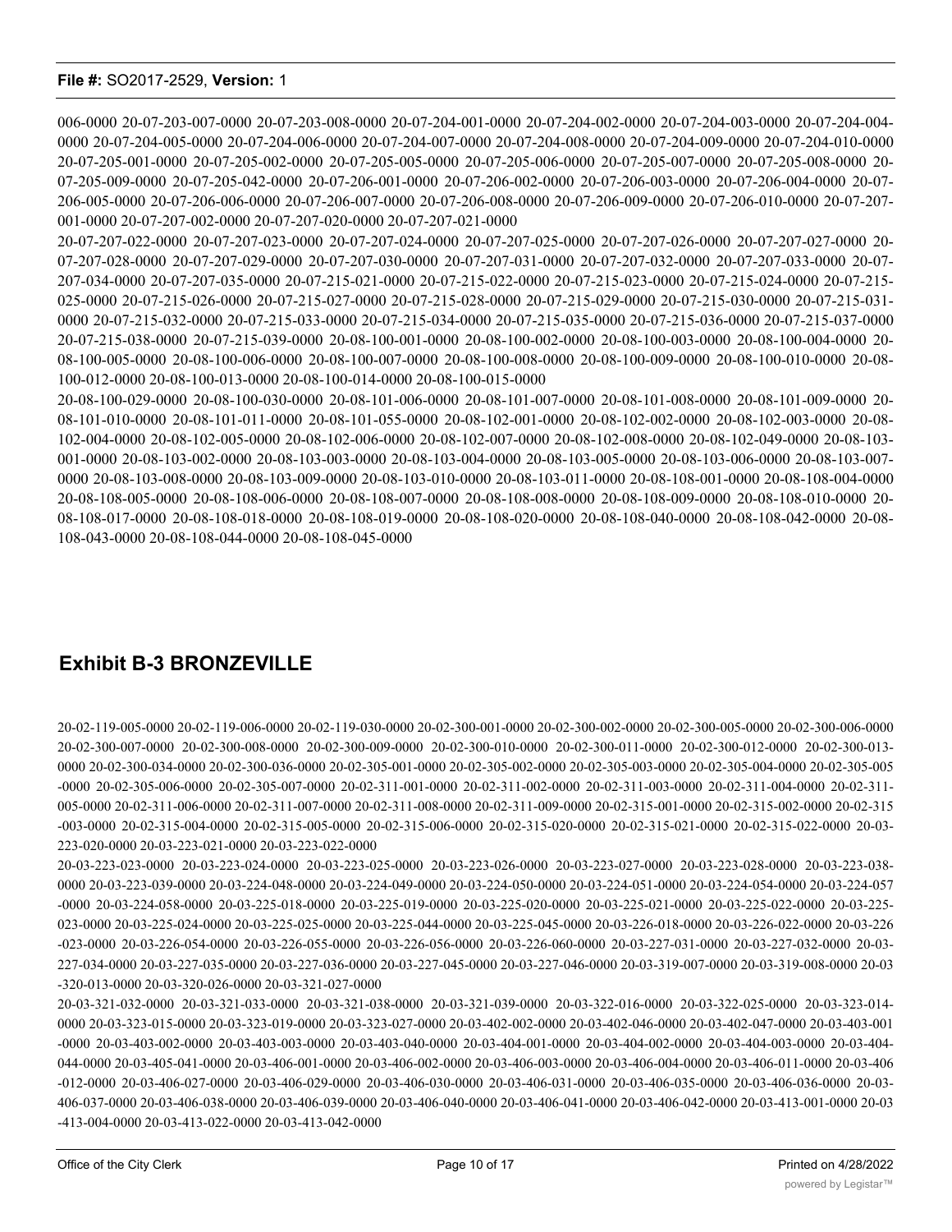006-0000 20-07-203-007-0000 20-07-203-008-0000 20-07-204-001-0000 20-07-204-002-0000 20-07-204-003-0000 20-07-204-004-0000 20-07-204-005-0000 20-07-204-006-0000 20-07-204-007-0000 20-07-204-008-0000 20-07-204-009-0000 20-07-204-010-0000 20-07-205-001-0000 20-07-205-002-0000 20-07-205-005-0000 20-07-205-006-0000 20-07-205-007-0000 20-07-205-008-0000 20-07-205-009-0000 20-07-205-042-0000 20-07-206-001-0000 20-07-206-002-0000 20-07-206-003-0000 20-07-206-004-0000 20-07-206-005-0000 20-07-206-006-0000 20-07-206-007-0000 20-07-206-008-0000 20-07-206-009-0000 20-07-206-010-0000 20-07-207-001-0000 20-07-207-002-0000 20-07-207-020-0000 20-07-207-021-0000

20-07-207-022-0000 20-07-207-023-0000 20-07-207-024-0000 20-07-207-025-0000 20-07-207-026-0000 20-07-207-027-0000 20-07-207-028-0000 20-07-207-029-0000 20-07-207-030-0000 20-07-207-031-0000 20-07-207-032-0000 20-07-207-033-0000 20-07-207-034-0000 20-07-207-035-0000 20-07-215-021-0000 20-07-215-022-0000 20-07-215-023-0000 20-07-215-024-0000 20-07-215-025-0000 20-07-215-026-0000 20-07-215-027-0000 20-07-215-028-0000 20-07-215-029-0000 20-07-215-030-0000 20-07-215-031-0000 20-07-215-032-0000 20-07-215-033-0000 20-07-215-034-0000 20-07-215-035-0000 20-07-215-036-0000 20-07-215-037-0000 20-07-215-038-0000 20-07-215-039-0000 20-08-100-001-0000 20-08-100-002-0000 20-08-100-003-0000 20-08-100-004-0000 20-08-100-005-0000 20-08-100-006-0000 20-08-100-007-0000 20-08-100-008-0000 20-08-100-009-0000 20-08-100-010-0000 20-08-100-012-0000 20-08-100-013-0000 20-08-100-014-0000 20-08-100-015-0000

20-08-100-029-0000 20-08-100-030-0000 20-08-101-006-0000 20-08-101-007-0000 20-08-101-008-0000 20-08-101-009-0000 20-08-101-010-0000 20-08-101-011-0000 20-08-101-055-0000 20-08-102-001-0000 20-08-102-002-0000 20-08-102-003-0000 20-08-102-004-0000 20-08-102-005-0000 20-08-102-006-0000 20-08-102-007-0000 20-08-102-008-0000 20-08-102-049-0000 20-08-103-001-0000 20-08-103-002-0000 20-08-103-003-0000 20-08-103-004-0000 20-08-103-005-0000 20-08-103-006-0000 20-08-103-007-0000 20-08-103-008-0000 20-08-103-009-0000 20-08-103-010-0000 20-08-103-011-0000 20-08-108-001-0000 20-08-108-004-0000 20-08-108-005-0000 20-08-108-006-0000 20-08-108-007-0000 20-08-108-008-0000 20-08-108-009-0000 20-08-108-010-0000 20-08-108-017-0000 20-08-108-018-0000 20-08-108-019-0000 20-08-108-020-0000 20-08-108-040-0000 20-08-108-042-0000 20-08-108-043-0000 20-08-108-044-0000 20-08-108-045-0000

## Exhibit B-3 BRONZEVILLE

20-02-119-005-0000 20-02-119-006-0000 20-02-119-030-0000 20-02-300-001-0000 20-02-300-002-0000 20-02-300-005-0000 20-02-300-006-0000 20-02-300-007-0000 20-02-300-008-0000 20-02-300-009-0000 20-02-300-010-0000 20-02-300-011-0000 20-02-300-012-0000 20-02-300-013-0000 20-02-300-034-0000 20-02-300-036-0000 20-02-305-001-0000 20-02-305-002-0000 20-02-305-003-0000 20-02-305-004-0000 20-02-305-005-0000 20-02-305-006-0000 20-02-305-007-0000 20-02-311-001-0000 20-02-311-002-0000 20-02-311-003-0000 20-02-311-004-0000 20-02-311-005-0000 20-02-311-006-0000 20-02-311-007-0000 20-02-311-008-0000 20-02-311-009-0000 20-02-315-001-0000 20-02-315-002-0000 20-02-315-003-0000 20-02-315-004-0000 20-02-315-005-0000 20-02-315-006-0000 20-02-315-020-0000 20-02-315-021-0000 20-02-315-022-0000 20-03-223-020-0000 20-03-223-021-0000 20-03-223-022-0000

20-03-223-023-0000 20-03-223-024-0000 20-03-223-025-0000 20-03-223-026-0000 20-03-223-027-0000 20-03-223-028-0000 20-03-223-038-0000 20-03-223-039-0000 20-03-224-048-0000 20-03-224-049-0000 20-03-224-050-0000 20-03-224-051-0000 20-03-224-054-0000 20-03-224-057-0000 20-03-224-058-0000 20-03-225-018-0000 20-03-225-019-0000 20-03-225-020-0000 20-03-225-021-0000 20-03-225-022-0000 20-03-225-023-0000 20-03-225-024-0000 20-03-225-025-0000 20-03-225-044-0000 20-03-225-045-0000 20-03-226-018-0000 20-03-226-022-0000 20-03-226-023-0000 20-03-226-054-0000 20-03-226-055-0000 20-03-226-056-0000 20-03-226-060-0000 20-03-227-031-0000 20-03-227-032-0000 20-03-227-034-0000 20-03-227-035-0000 20-03-227-036-0000 20-03-227-045-0000 20-03-227-046-0000 20-03-319-007-0000 20-03-319-008-0000 20-03-320-013-0000 20-03-320-026-0000 20-03-321-027-0000

20-03-321-032-0000 20-03-321-033-0000 20-03-321-038-0000 20-03-321-039-0000 20-03-322-016-0000 20-03-322-025-0000 20-03-323-014-0000 20-03-323-015-0000 20-03-323-019-0000 20-03-323-027-0000 20-03-402-002-0000 20-03-402-046-0000 20-03-402-047-0000 20-03-403-001-0000 20-03-403-002-0000 20-03-403-003-0000 20-03-403-040-0000 20-03-404-001-0000 20-03-404-002-0000 20-03-404-003-0000 20-03-404-044-0000 20-03-405-041-0000 20-03-406-001-0000 20-03-406-002-0000 20-03-406-003-0000 20-03-406-004-0000 20-03-406-011-0000 20-03-406-012-0000 20-03-406-027-0000 20-03-406-029-0000 20-03-406-030-0000 20-03-406-031-0000 20-03-406-035-0000 20-03-406-036-0000 20-03-406-037-0000 20-03-406-038-0000 20-03-406-039-0000 20-03-406-040-0000 20-03-406-041-0000 20-03-406-042-0000 20-03-413-001-0000 20-03-413-004-0000 20-03-413-022-0000 20-03-413-042-0000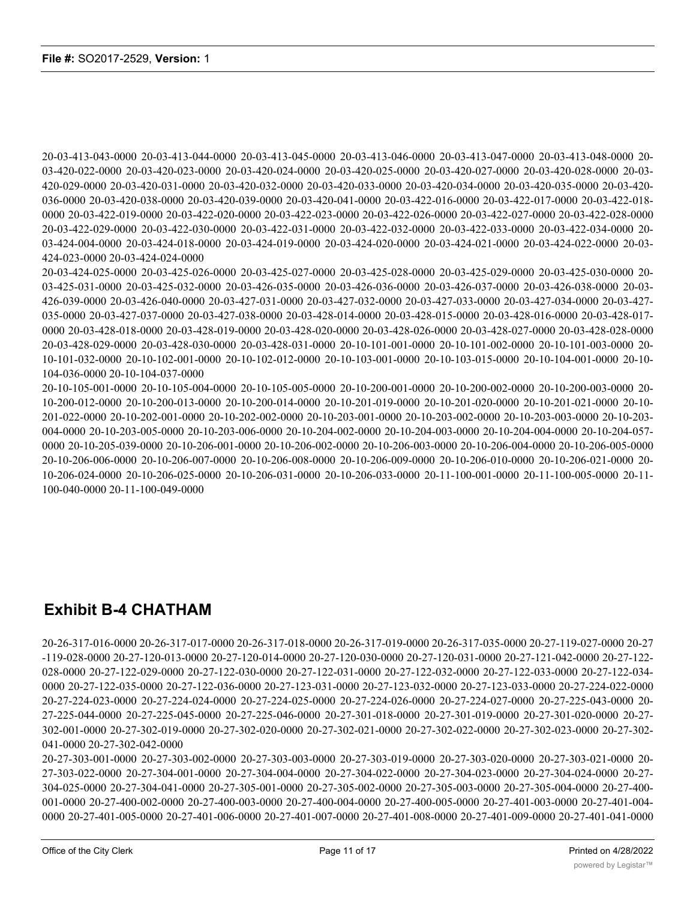20-03-413-043-0000 20-03-413-044-0000 20-03-413-045-0000 20-03-413-046-0000 20-03-413-047-0000 20-03-413-048-0000 20-03-420-022-0000 20-03-420-023-0000 20-03-420-024-0000 20-03-420-025-0000 20-03-420-027-0000 20-03-420-028-0000 20-03-420-029-0000 20-03-420-031-0000 20-03-420-032-0000 20-03-420-033-0000 20-03-420-034-0000 20-03-420-035-0000 20-03-420-036-0000 20-03-420-038-0000 20-03-420-039-0000 20-03-420-041-0000 20-03-422-016-0000 20-03-422-017-0000 20-03-422-018-0000 20-03-422-019-0000 20-03-422-020-0000 20-03-422-023-0000 20-03-422-026-0000 20-03-422-027-0000 20-03-422-028-0000 20-03-422-029-0000 20-03-422-030-0000 20-03-422-031-0000 20-03-422-032-0000 20-03-422-033-0000 20-03-422-034-0000 20-03-424-004-0000 20-03-424-018-0000 20-03-424-019-0000 20-03-424-020-0000 20-03-424-021-0000 20-03-424-022-0000 20-03-424-023-0000 20-03-424-024-0000

20-03-424-025-0000 20-03-425-026-0000 20-03-425-027-0000 20-03-425-028-0000 20-03-425-029-0000 20-03-425-030-0000 20-03-425-031-0000 20-03-425-032-0000 20-03-426-035-0000 20-03-426-036-0000 20-03-426-037-0000 20-03-426-038-0000 20-03-426-039-0000 20-03-426-040-0000 20-03-427-031-0000 20-03-427-032-0000 20-03-427-033-0000 20-03-427-034-0000 20-03-427-035-0000 20-03-427-037-0000 20-03-427-038-0000 20-03-428-014-0000 20-03-428-015-0000 20-03-428-016-0000 20-03-428-017-0000 20-03-428-018-0000 20-03-428-019-0000 20-03-428-020-0000 20-03-428-026-0000 20-03-428-027-0000 20-03-428-028-0000 20-03-428-029-0000 20-03-428-030-0000 20-03-428-031-0000 20-10-101-001-0000 20-10-101-002-0000 20-10-101-003-0000 20-10-101-032-0000 20-10-102-001-0000 20-10-102-012-0000 20-10-103-001-0000 20-10-103-015-0000 20-10-104-001-0000 20-10-104-036-0000 20-10-104-037-0000

20-10-105-001-0000 20-10-105-004-0000 20-10-105-005-0000 20-10-200-001-0000 20-10-200-002-0000 20-10-200-003-0000 20-10-200-012-0000 20-10-200-013-0000 20-10-200-014-0000 20-10-201-019-0000 20-10-201-020-0000 20-10-201-021-0000 20-10-201-022-0000 20-10-202-001-0000 20-10-202-002-0000 20-10-203-001-0000 20-10-203-002-0000 20-10-203-003-0000 20-10-203-004-0000 20-10-203-005-0000 20-10-203-006-0000 20-10-204-002-0000 20-10-204-003-0000 20-10-204-004-0000 20-10-204-057-0000 20-10-205-039-0000 20-10-206-001-0000 20-10-206-002-0000 20-10-206-003-0000 20-10-206-004-0000 20-10-206-005-0000 20-10-206-006-0000 20-10-206-007-0000 20-10-206-008-0000 20-10-206-009-0000 20-10-206-010-0000 20-10-206-021-0000 20-10-206-024-0000 20-10-206-025-0000 20-10-206-031-0000 20-10-206-033-0000 20-11-100-001-0000 20-11-100-005-0000 20-11-100-040-0000 20-11-100-049-0000

## Exhibit B-4 CHATHAM

20-26-317-016-0000 20-26-317-017-0000 20-26-317-018-0000 20-26-317-019-0000 20-26-317-035-0000 20-27-119-027-0000 20-27-119-028-0000 20-27-120-013-0000 20-27-120-014-0000 20-27-120-030-0000 20-27-120-031-0000 20-27-121-042-0000 20-27-122-028-0000 20-27-122-029-0000 20-27-122-030-0000 20-27-122-031-0000 20-27-122-032-0000 20-27-122-033-0000 20-27-122-034-0000 20-27-122-035-0000 20-27-122-036-0000 20-27-123-031-0000 20-27-123-032-0000 20-27-123-033-0000 20-27-224-022-0000 20-27-224-023-0000 20-27-224-024-0000 20-27-224-025-0000 20-27-224-026-0000 20-27-224-027-0000 20-27-225-043-0000 20-27-225-044-0000 20-27-225-045-0000 20-27-225-046-0000 20-27-301-018-0000 20-27-301-019-0000 20-27-301-020-0000 20-27-302-001-0000 20-27-302-019-0000 20-27-302-020-0000 20-27-302-021-0000 20-27-302-022-0000 20-27-302-023-0000 20-27-302-041-0000 20-27-302-042-0000

20-27-303-001-0000 20-27-303-002-0000 20-27-303-003-0000 20-27-303-019-0000 20-27-303-020-0000 20-27-303-021-0000 20-27-303-022-0000 20-27-304-001-0000 20-27-304-004-0000 20-27-304-022-0000 20-27-304-023-0000 20-27-304-024-0000 20-27-304-025-0000 20-27-304-041-0000 20-27-305-001-0000 20-27-305-002-0000 20-27-305-003-0000 20-27-305-004-0000 20-27-400-001-0000 20-27-400-002-0000 20-27-400-003-0000 20-27-400-004-0000 20-27-400-005-0000 20-27-401-003-0000 20-27-401-004-0000 20-27-401-005-0000 20-27-401-006-0000 20-27-401-007-0000 20-27-401-008-0000 20-27-401-009-0000 20-27-401-041-0000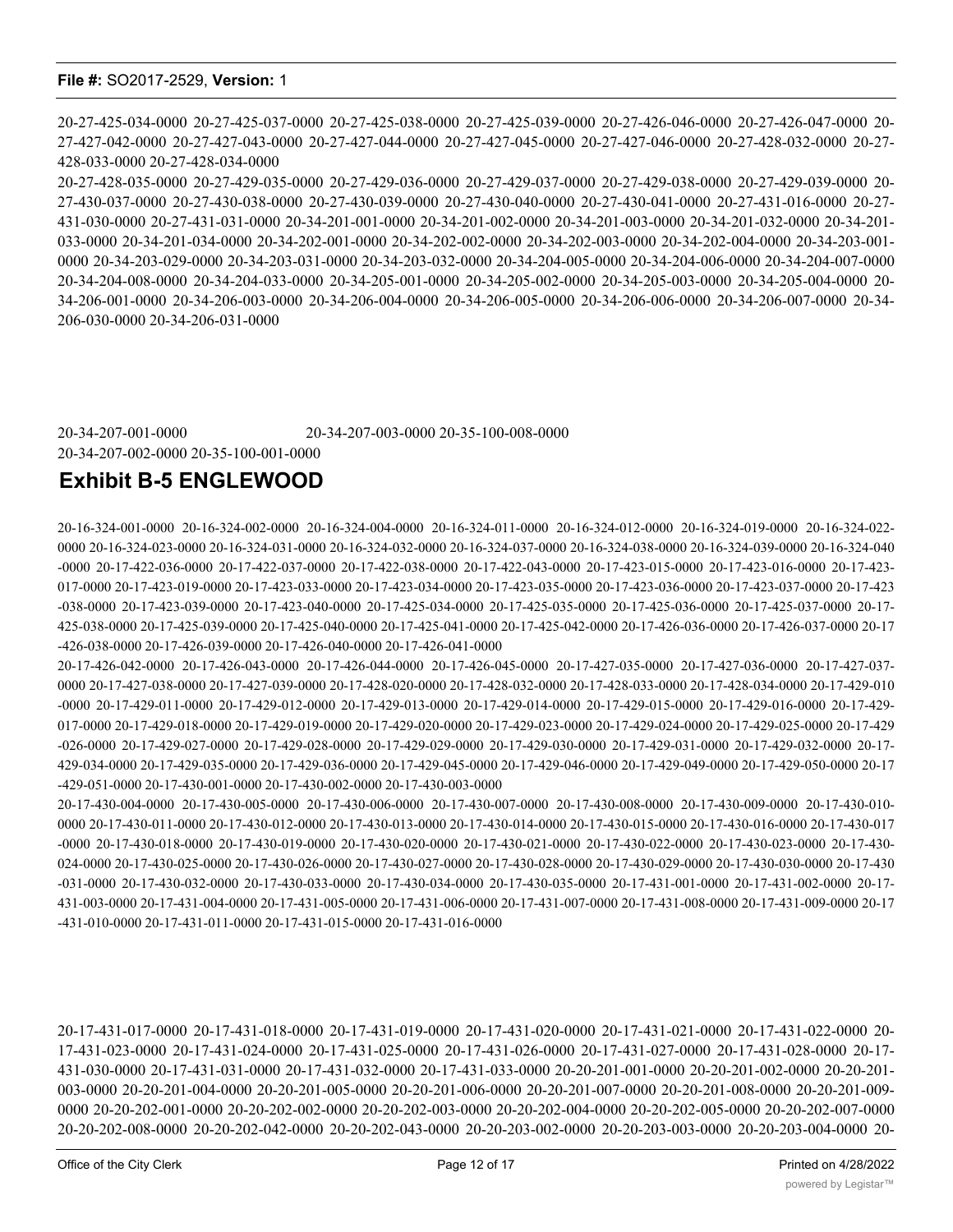20-27-425-034-0000 20-27-425-037-0000 20-27-425-038-0000 20-27-425-039-0000 20-27-426-046-0000 20-27-426-047-0000 20-27-427-042-0000 20-27-427-043-0000 20-27-427-044-0000 20-27-427-045-0000 20-27-427-046-0000 20-27-428-032-0000 20-27-428-033-0000 20-27-428-034-0000

20-27-428-035-0000 20-27-429-035-0000 20-27-429-036-0000 20-27-429-037-0000 20-27-429-038-0000 20-27-429-039-0000 20-27-430-037-0000 20-27-430-038-0000 20-27-430-039-0000 20-27-430-040-0000 20-27-430-041-0000 20-27-431-016-0000 20-27-431-030-0000 20-27-431-031-0000 20-34-201-001-0000 20-34-201-002-0000 20-34-201-003-0000 20-34-201-032-0000 20-34-201-033-0000 20-34-201-034-0000 20-34-202-001-0000 20-34-202-002-0000 20-34-202-003-0000 20-34-202-004-0000 20-34-203-001-0000 20-34-203-029-0000 20-34-203-031-0000 20-34-203-032-0000 20-34-204-005-0000 20-34-204-006-0000 20-34-204-007-0000 20-34-204-008-0000 20-34-204-033-0000 20-34-205-001-0000 20-34-205-002-0000 20-34-205-003-0000 20-34-205-004-0000 20-34-206-001-0000 20-34-206-003-0000 20-34-206-004-0000 20-34-206-005-0000 20-34-206-006-0000 20-34-206-007-0000 20-34-206-030-0000 20-34-206-031-0000

20-34-207-001-0000 20-34-207-003-0000 20-35-100-008-0000
20-34-207-002-0000 20-35-100-001-0000

## Exhibit B-5 ENGLEWOOD

20-16-324-001-0000 20-16-324-002-0000 20-16-324-004-0000 20-16-324-011-0000 20-16-324-012-0000 20-16-324-019-0000 20-16-324-022-0000 20-16-324-023-0000 20-16-324-031-0000 20-16-324-032-0000 20-16-324-037-0000 20-16-324-038-0000 20-16-324-039-0000 20-16-324-040-0000 20-17-422-036-0000 20-17-422-037-0000 20-17-422-038-0000 20-17-422-043-0000 20-17-423-015-0000 20-17-423-016-0000 20-17-423-017-0000 20-17-423-019-0000 20-17-423-033-0000 20-17-423-034-0000 20-17-423-035-0000 20-17-423-036-0000 20-17-423-037-0000 20-17-423-038-0000 20-17-423-039-0000 20-17-423-040-0000 20-17-425-034-0000 20-17-425-035-0000 20-17-425-036-0000 20-17-425-037-0000 20-17-425-038-0000 20-17-425-039-0000 20-17-425-040-0000 20-17-425-041-0000 20-17-425-042-0000 20-17-426-036-0000 20-17-426-037-0000 20-17-426-038-0000 20-17-426-039-0000 20-17-426-040-0000 20-17-426-041-0000

20-17-426-042-0000 20-17-426-043-0000 20-17-426-044-0000 20-17-426-045-0000 20-17-427-035-0000 20-17-427-036-0000 20-17-427-037-0000 20-17-427-038-0000 20-17-427-039-0000 20-17-428-020-0000 20-17-428-032-0000 20-17-428-033-0000 20-17-428-034-0000 20-17-429-010-0000 20-17-429-011-0000 20-17-429-012-0000 20-17-429-013-0000 20-17-429-014-0000 20-17-429-015-0000 20-17-429-016-0000 20-17-429-017-0000 20-17-429-018-0000 20-17-429-019-0000 20-17-429-020-0000 20-17-429-023-0000 20-17-429-024-0000 20-17-429-025-0000 20-17-429-026-0000 20-17-429-027-0000 20-17-429-028-0000 20-17-429-029-0000 20-17-429-030-0000 20-17-429-031-0000 20-17-429-032-0000 20-17-429-034-0000 20-17-429-035-0000 20-17-429-036-0000 20-17-429-045-0000 20-17-429-046-0000 20-17-429-049-0000 20-17-429-050-0000 20-17-429-051-0000 20-17-430-001-0000 20-17-430-002-0000 20-17-430-003-0000

20-17-430-004-0000 20-17-430-005-0000 20-17-430-006-0000 20-17-430-007-0000 20-17-430-008-0000 20-17-430-009-0000 20-17-430-010-0000 20-17-430-011-0000 20-17-430-012-0000 20-17-430-013-0000 20-17-430-014-0000 20-17-430-015-0000 20-17-430-016-0000 20-17-430-017-0000 20-17-430-018-0000 20-17-430-019-0000 20-17-430-020-0000 20-17-430-021-0000 20-17-430-022-0000 20-17-430-023-0000 20-17-430-024-0000 20-17-430-025-0000 20-17-430-026-0000 20-17-430-027-0000 20-17-430-028-0000 20-17-430-029-0000 20-17-430-030-0000 20-17-430-031-0000 20-17-430-032-0000 20-17-430-033-0000 20-17-430-034-0000 20-17-430-035-0000 20-17-431-001-0000 20-17-431-002-0000 20-17-431-003-0000 20-17-431-004-0000 20-17-431-005-0000 20-17-431-006-0000 20-17-431-007-0000 20-17-431-008-0000 20-17-431-009-0000 20-17-431-010-0000 20-17-431-011-0000 20-17-431-015-0000 20-17-431-016-0000

20-17-431-017-0000 20-17-431-018-0000 20-17-431-019-0000 20-17-431-020-0000 20-17-431-021-0000 20-17-431-022-0000 20-17-431-023-0000 20-17-431-024-0000 20-17-431-025-0000 20-17-431-026-0000 20-17-431-027-0000 20-17-431-028-0000 20-17-431-030-0000 20-17-431-031-0000 20-17-431-032-0000 20-17-431-033-0000 20-20-201-001-0000 20-20-201-002-0000 20-20-201-003-0000 20-20-201-004-0000 20-20-201-005-0000 20-20-201-006-0000 20-20-201-007-0000 20-20-201-008-0000 20-20-201-009-0000 20-20-202-001-0000 20-20-202-002-0000 20-20-202-003-0000 20-20-202-004-0000 20-20-202-005-0000 20-20-202-007-0000 20-20-202-008-0000 20-20-202-042-0000 20-20-202-043-0000 20-20-203-002-0000 20-20-203-003-0000 20-20-203-004-0000 20-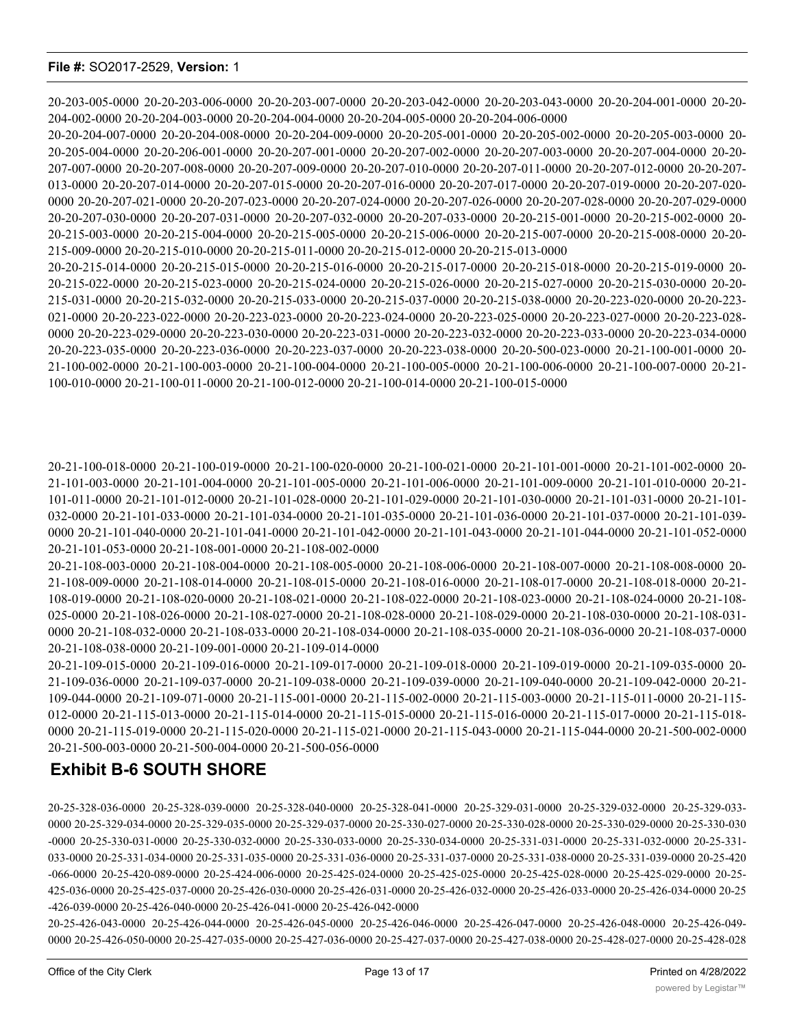20-203-005-0000 20-20-203-006-0000 20-20-203-007-0000 20-20-203-042-0000 20-20-203-043-0000 20-20-204-001-0000 20-20-204-002-0000 20-20-204-003-0000 20-20-204-004-0000 20-20-204-005-0000 20-20-204-006-0000

20-20-204-007-0000 20-20-204-008-0000 20-20-204-009-0000 20-20-205-001-0000 20-20-205-002-0000 20-20-205-003-0000 20-20-205-004-0000 20-20-206-001-0000 20-20-207-001-0000 20-20-207-002-0000 20-20-207-003-0000 20-20-207-004-0000 20-20-207-007-0000 20-20-207-008-0000 20-20-207-009-0000 20-20-207-010-0000 20-20-207-011-0000 20-20-207-012-0000 20-20-207-013-0000 20-20-207-014-0000 20-20-207-015-0000 20-20-207-016-0000 20-20-207-017-0000 20-20-207-019-0000 20-20-207-020-0000 20-20-207-021-0000 20-20-207-023-0000 20-20-207-024-0000 20-20-207-026-0000 20-20-207-028-0000 20-20-207-029-0000 20-20-207-030-0000 20-20-207-031-0000 20-20-207-032-0000 20-20-207-033-0000 20-20-215-001-0000 20-20-215-002-0000 20-20-215-003-0000 20-20-215-004-0000 20-20-215-005-0000 20-20-215-006-0000 20-20-215-007-0000 20-20-215-008-0000 20-20-215-009-0000 20-20-215-010-0000 20-20-215-011-0000 20-20-215-012-0000 20-20-215-013-0000

20-20-215-014-0000 20-20-215-015-0000 20-20-215-016-0000 20-20-215-017-0000 20-20-215-018-0000 20-20-215-019-0000 20-20-215-022-0000 20-20-215-023-0000 20-20-215-024-0000 20-20-215-026-0000 20-20-215-027-0000 20-20-215-030-0000 20-20-215-031-0000 20-20-215-032-0000 20-20-215-033-0000 20-20-215-037-0000 20-20-215-038-0000 20-20-223-020-0000 20-20-223-021-0000 20-20-223-022-0000 20-20-223-023-0000 20-20-223-024-0000 20-20-223-025-0000 20-20-223-027-0000 20-20-223-028-0000 20-20-223-029-0000 20-20-223-030-0000 20-20-223-031-0000 20-20-223-032-0000 20-20-223-033-0000 20-20-223-034-0000 20-20-223-035-0000 20-20-223-036-0000 20-20-223-037-0000 20-20-223-038-0000 20-20-500-023-0000 20-21-100-001-0000 20-21-100-002-0000 20-21-100-003-0000 20-21-100-004-0000 20-21-100-005-0000 20-21-100-006-0000 20-21-100-007-0000 20-21-100-010-0000 20-21-100-011-0000 20-21-100-012-0000 20-21-100-014-0000 20-21-100-015-0000

20-21-100-018-0000 20-21-100-019-0000 20-21-100-020-0000 20-21-100-021-0000 20-21-101-001-0000 20-21-101-002-0000 20-21-101-003-0000 20-21-101-004-0000 20-21-101-005-0000 20-21-101-006-0000 20-21-101-009-0000 20-21-101-010-0000 20-21-101-011-0000 20-21-101-012-0000 20-21-101-028-0000 20-21-101-029-0000 20-21-101-030-0000 20-21-101-031-0000 20-21-101-032-0000 20-21-101-033-0000 20-21-101-034-0000 20-21-101-035-0000 20-21-101-036-0000 20-21-101-037-0000 20-21-101-039-0000 20-21-101-040-0000 20-21-101-041-0000 20-21-101-042-0000 20-21-101-043-0000 20-21-101-044-0000 20-21-101-052-0000 20-21-101-053-0000 20-21-108-001-0000 20-21-108-002-0000

20-21-108-003-0000 20-21-108-004-0000 20-21-108-005-0000 20-21-108-006-0000 20-21-108-007-0000 20-21-108-008-0000 20-21-108-009-0000 20-21-108-014-0000 20-21-108-015-0000 20-21-108-016-0000 20-21-108-017-0000 20-21-108-018-0000 20-21-108-019-0000 20-21-108-020-0000 20-21-108-021-0000 20-21-108-022-0000 20-21-108-023-0000 20-21-108-024-0000 20-21-108-025-0000 20-21-108-026-0000 20-21-108-027-0000 20-21-108-028-0000 20-21-108-029-0000 20-21-108-030-0000 20-21-108-031-0000 20-21-108-032-0000 20-21-108-033-0000 20-21-108-034-0000 20-21-108-035-0000 20-21-108-036-0000 20-21-108-037-0000 20-21-108-038-0000 20-21-109-001-0000 20-21-109-014-0000

20-21-109-015-0000 20-21-109-016-0000 20-21-109-017-0000 20-21-109-018-0000 20-21-109-019-0000 20-21-109-035-0000 20-21-109-036-0000 20-21-109-037-0000 20-21-109-038-0000 20-21-109-039-0000 20-21-109-040-0000 20-21-109-042-0000 20-21-109-044-0000 20-21-109-071-0000 20-21-115-001-0000 20-21-115-002-0000 20-21-115-003-0000 20-21-115-011-0000 20-21-115-012-0000 20-21-115-013-0000 20-21-115-014-0000 20-21-115-015-0000 20-21-115-016-0000 20-21-115-017-0000 20-21-115-018-0000 20-21-115-019-0000 20-21-115-020-0000 20-21-115-021-0000 20-21-115-043-0000 20-21-115-044-0000 20-21-500-002-0000 20-21-500-003-0000 20-21-500-004-0000 20-21-500-056-0000

## Exhibit B-6 SOUTH SHORE

20-25-328-036-0000 20-25-328-039-0000 20-25-328-040-0000 20-25-328-041-0000 20-25-329-031-0000 20-25-329-032-0000 20-25-329-033-0000 20-25-329-034-0000 20-25-329-035-0000 20-25-329-037-0000 20-25-330-027-0000 20-25-330-028-0000 20-25-330-029-0000 20-25-330-030-0000 20-25-330-031-0000 20-25-330-032-0000 20-25-330-033-0000 20-25-330-034-0000 20-25-331-031-0000 20-25-331-032-0000 20-25-331-033-0000 20-25-331-034-0000 20-25-331-035-0000 20-25-331-036-0000 20-25-331-037-0000 20-25-331-038-0000 20-25-331-039-0000 20-25-420-066-0000 20-25-420-089-0000 20-25-424-006-0000 20-25-425-024-0000 20-25-425-025-0000 20-25-425-028-0000 20-25-425-029-0000 20-25-425-036-0000 20-25-425-037-0000 20-25-426-030-0000 20-25-426-031-0000 20-25-426-032-0000 20-25-426-033-0000 20-25-426-034-0000 20-25-426-039-0000 20-25-426-040-0000 20-25-426-041-0000 20-25-426-042-0000

20-25-426-043-0000 20-25-426-044-0000 20-25-426-045-0000 20-25-426-046-0000 20-25-426-047-0000 20-25-426-048-0000 20-25-426-049-0000 20-25-426-050-0000 20-25-427-035-0000 20-25-427-036-0000 20-25-427-037-0000 20-25-427-038-0000 20-25-428-027-0000 20-25-428-028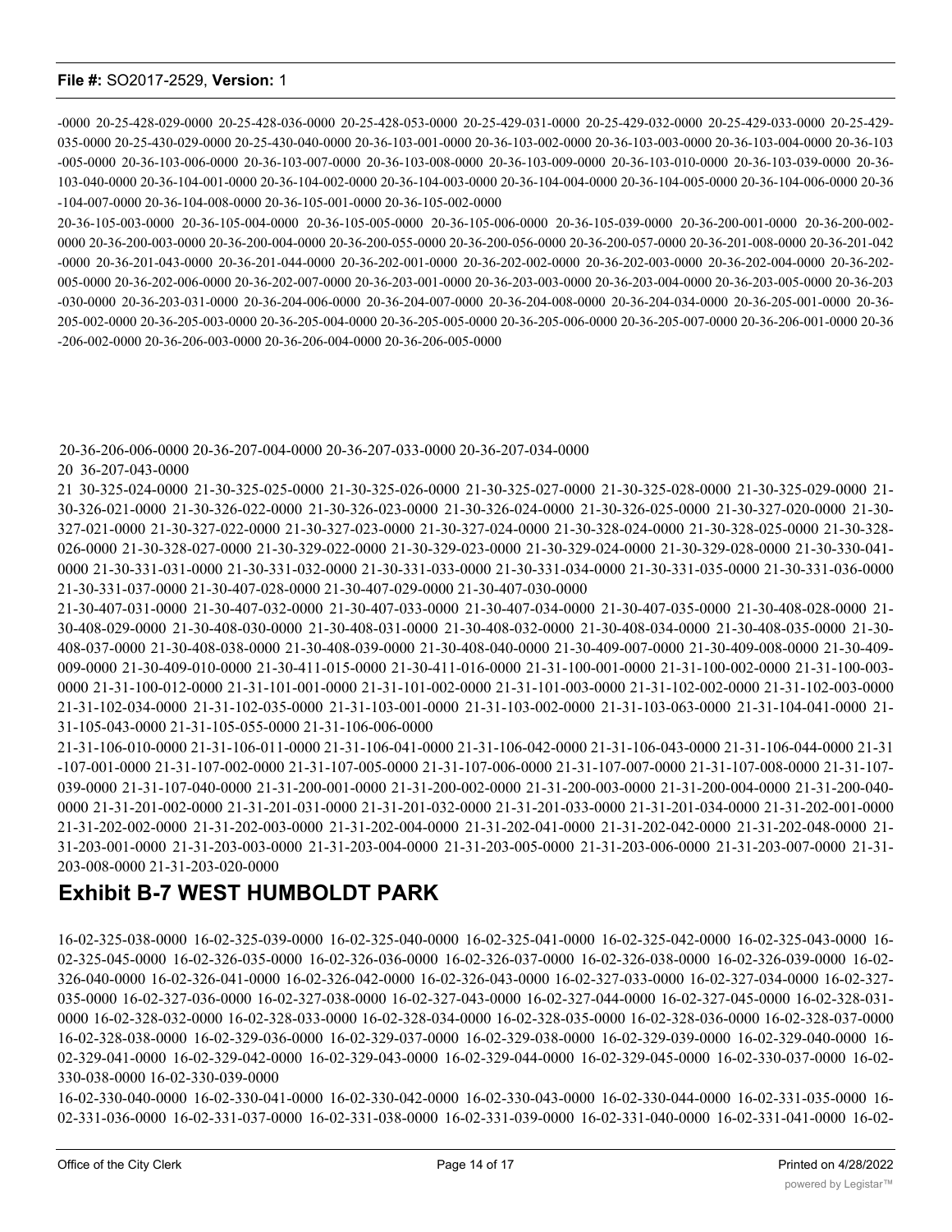-0000 20-25-428-029-0000 20-25-428-036-0000 20-25-428-053-0000 20-25-429-031-0000 20-25-429-032-0000 20-25-429-033-0000 20-25-429-035-0000 20-25-430-029-0000 20-25-430-040-0000 20-36-103-001-0000 20-36-103-002-0000 20-36-103-003-0000 20-36-103-004-0000 20-36-103-005-0000 20-36-103-006-0000 20-36-103-007-0000 20-36-103-008-0000 20-36-103-009-0000 20-36-103-010-0000 20-36-103-039-0000 20-36-103-040-0000 20-36-104-001-0000 20-36-104-002-0000 20-36-104-003-0000 20-36-104-004-0000 20-36-104-005-0000 20-36-104-006-0000 20-36-104-007-0000 20-36-104-008-0000 20-36-105-001-0000 20-36-105-002-0000

20-36-105-003-0000 20-36-105-004-0000 20-36-105-005-0000 20-36-105-006-0000 20-36-105-039-0000 20-36-200-001-0000 20-36-200-002-0000 20-36-200-003-0000 20-36-200-004-0000 20-36-200-055-0000 20-36-200-056-0000 20-36-200-057-0000 20-36-201-008-0000 20-36-201-042-0000 20-36-201-043-0000 20-36-201-044-0000 20-36-202-001-0000 20-36-202-002-0000 20-36-202-003-0000 20-36-202-004-0000 20-36-202-005-0000 20-36-202-006-0000 20-36-202-007-0000 20-36-203-001-0000 20-36-203-003-0000 20-36-203-004-0000 20-36-203-005-0000 20-36-203-030-0000 20-36-203-031-0000 20-36-204-006-0000 20-36-204-007-0000 20-36-204-008-0000 20-36-204-034-0000 20-36-205-001-0000 20-36-205-002-0000 20-36-205-003-0000 20-36-205-004-0000 20-36-205-005-0000 20-36-205-006-0000 20-36-205-007-0000 20-36-206-001-0000 20-36-206-002-0000 20-36-206-003-0000 20-36-206-004-0000 20-36-206-005-0000

20-36-206-006-0000 20-36-207-004-0000 20-36-207-033-0000 20-36-207-034-0000
20 36-207-043-0000
21 30-325-024-0000 21-30-325-025-0000 21-30-325-026-0000 21-30-325-027-0000 21-30-325-028-0000 21-30-325-029-0000 21-30-326-021-0000 21-30-326-022-0000 21-30-326-023-0000 21-30-326-024-0000 21-30-326-025-0000 21-30-327-020-0000 21-30-327-021-0000 21-30-327-022-0000 21-30-327-023-0000 21-30-327-024-0000 21-30-328-024-0000 21-30-328-025-0000 21-30-328-026-0000 21-30-328-027-0000 21-30-329-022-0000 21-30-329-023-0000 21-30-329-024-0000 21-30-329-028-0000 21-30-330-041-0000 21-30-331-031-0000 21-30-331-032-0000 21-30-331-033-0000 21-30-331-034-0000 21-30-331-035-0000 21-30-331-036-0000 21-30-331-037-0000 21-30-407-028-0000 21-30-407-029-0000 21-30-407-030-0000

21-30-407-031-0000 21-30-407-032-0000 21-30-407-033-0000 21-30-407-034-0000 21-30-407-035-0000 21-30-408-028-0000 21-30-408-029-0000 21-30-408-030-0000 21-30-408-031-0000 21-30-408-032-0000 21-30-408-034-0000 21-30-408-035-0000 21-30-408-037-0000 21-30-408-038-0000 21-30-408-039-0000 21-30-408-040-0000 21-30-409-007-0000 21-30-409-008-0000 21-30-409-009-0000 21-30-409-010-0000 21-30-411-015-0000 21-30-411-016-0000 21-31-100-001-0000 21-31-100-002-0000 21-31-100-003-0000 21-31-100-012-0000 21-31-101-001-0000 21-31-101-002-0000 21-31-101-003-0000 21-31-102-002-0000 21-31-102-003-0000 21-31-102-034-0000 21-31-102-035-0000 21-31-103-001-0000 21-31-103-002-0000 21-31-103-063-0000 21-31-104-041-0000 21-31-105-043-0000 21-31-105-055-0000 21-31-106-006-0000

21-31-106-010-0000 21-31-106-011-0000 21-31-106-041-0000 21-31-106-042-0000 21-31-106-043-0000 21-31-106-044-0000 21-31-107-001-0000 21-31-107-002-0000 21-31-107-005-0000 21-31-107-006-0000 21-31-107-007-0000 21-31-107-008-0000 21-31-107-039-0000 21-31-107-040-0000 21-31-200-001-0000 21-31-200-002-0000 21-31-200-003-0000 21-31-200-004-0000 21-31-200-040-0000 21-31-201-002-0000 21-31-201-031-0000 21-31-201-032-0000 21-31-201-033-0000 21-31-201-034-0000 21-31-202-001-0000 21-31-202-002-0000 21-31-202-003-0000 21-31-202-004-0000 21-31-202-041-0000 21-31-202-042-0000 21-31-202-048-0000 21-31-203-001-0000 21-31-203-003-0000 21-31-203-004-0000 21-31-203-005-0000 21-31-203-006-0000 21-31-203-007-0000 21-31-203-008-0000 21-31-203-020-0000

## Exhibit B-7 WEST HUMBOLDT PARK

16-02-325-038-0000 16-02-325-039-0000 16-02-325-040-0000 16-02-325-041-0000 16-02-325-042-0000 16-02-325-043-0000 16-02-325-045-0000 16-02-326-035-0000 16-02-326-036-0000 16-02-326-037-0000 16-02-326-038-0000 16-02-326-039-0000 16-02-326-040-0000 16-02-326-041-0000 16-02-326-042-0000 16-02-326-043-0000 16-02-327-033-0000 16-02-327-034-0000 16-02-327-035-0000 16-02-327-036-0000 16-02-327-038-0000 16-02-327-043-0000 16-02-327-044-0000 16-02-327-045-0000 16-02-328-031-0000 16-02-328-032-0000 16-02-328-033-0000 16-02-328-034-0000 16-02-328-035-0000 16-02-328-036-0000 16-02-328-037-0000 16-02-328-038-0000 16-02-329-036-0000 16-02-329-037-0000 16-02-329-038-0000 16-02-329-039-0000 16-02-329-040-0000 16-02-329-041-0000 16-02-329-042-0000 16-02-329-043-0000 16-02-329-044-0000 16-02-329-045-0000 16-02-330-037-0000 16-02-330-038-0000 16-02-330-039-0000
16-02-330-040-0000 16-02-330-041-0000 16-02-330-042-0000 16-02-330-043-0000 16-02-330-044-0000 16-02-331-035-0000 16-02-331-036-0000 16-02-331-037-0000 16-02-331-038-0000 16-02-331-039-0000 16-02-331-040-0000 16-02-331-041-0000 16-02-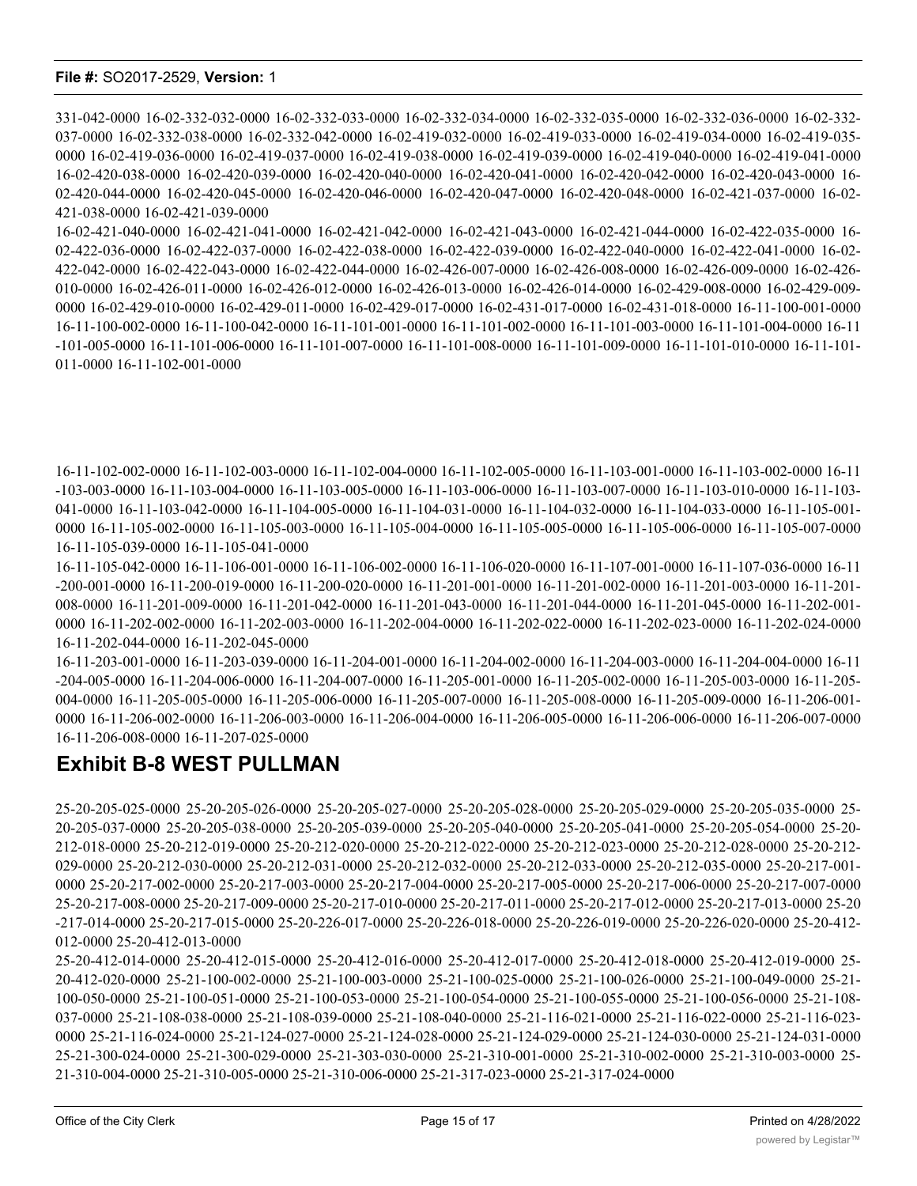331-042-0000 16-02-332-032-0000 16-02-332-033-0000 16-02-332-034-0000 16-02-332-035-0000 16-02-332-036-0000 16-02-332-037-0000 16-02-332-038-0000 16-02-332-042-0000 16-02-419-032-0000 16-02-419-033-0000 16-02-419-034-0000 16-02-419-035-0000 16-02-419-036-0000 16-02-419-037-0000 16-02-419-038-0000 16-02-419-039-0000 16-02-419-040-0000 16-02-419-041-0000 16-02-420-038-0000 16-02-420-039-0000 16-02-420-040-0000 16-02-420-041-0000 16-02-420-042-0000 16-02-420-043-0000 16-02-420-044-0000 16-02-420-045-0000 16-02-420-046-0000 16-02-420-047-0000 16-02-420-048-0000 16-02-421-037-0000 16-02-421-038-0000 16-02-421-039-0000

16-02-421-040-0000 16-02-421-041-0000 16-02-421-042-0000 16-02-421-043-0000 16-02-421-044-0000 16-02-422-035-0000 16-02-422-036-0000 16-02-422-037-0000 16-02-422-038-0000 16-02-422-039-0000 16-02-422-040-0000 16-02-422-041-0000 16-02-422-042-0000 16-02-422-043-0000 16-02-422-044-0000 16-02-426-007-0000 16-02-426-008-0000 16-02-426-009-0000 16-02-426-010-0000 16-02-426-011-0000 16-02-426-012-0000 16-02-426-013-0000 16-02-426-014-0000 16-02-429-008-0000 16-02-429-009-0000 16-02-429-010-0000 16-02-429-011-0000 16-02-429-017-0000 16-02-431-017-0000 16-02-431-018-0000 16-11-100-001-0000 16-11-100-002-0000 16-11-100-042-0000 16-11-101-001-0000 16-11-101-002-0000 16-11-101-003-0000 16-11-101-004-0000 16-11-101-005-0000 16-11-101-006-0000 16-11-101-007-0000 16-11-101-008-0000 16-11-101-009-0000 16-11-101-010-0000 16-11-101-011-0000 16-11-102-001-0000

16-11-102-002-0000 16-11-102-003-0000 16-11-102-004-0000 16-11-102-005-0000 16-11-103-001-0000 16-11-103-002-0000 16-11-103-003-0000 16-11-103-004-0000 16-11-103-005-0000 16-11-103-006-0000 16-11-103-007-0000 16-11-103-010-0000 16-11-103-041-0000 16-11-103-042-0000 16-11-104-005-0000 16-11-104-031-0000 16-11-104-032-0000 16-11-104-033-0000 16-11-105-001-0000 16-11-105-002-0000 16-11-105-003-0000 16-11-105-004-0000 16-11-105-005-0000 16-11-105-006-0000 16-11-105-007-0000 16-11-105-039-0000 16-11-105-041-0000

16-11-105-042-0000 16-11-106-001-0000 16-11-106-002-0000 16-11-106-020-0000 16-11-107-001-0000 16-11-107-036-0000 16-11-200-001-0000 16-11-200-019-0000 16-11-200-020-0000 16-11-201-001-0000 16-11-201-002-0000 16-11-201-003-0000 16-11-201-008-0000 16-11-201-009-0000 16-11-201-042-0000 16-11-201-043-0000 16-11-201-044-0000 16-11-201-045-0000 16-11-202-001-0000 16-11-202-002-0000 16-11-202-003-0000 16-11-202-004-0000 16-11-202-022-0000 16-11-202-023-0000 16-11-202-024-0000 16-11-202-044-0000 16-11-202-045-0000

16-11-203-001-0000 16-11-203-039-0000 16-11-204-001-0000 16-11-204-002-0000 16-11-204-003-0000 16-11-204-004-0000 16-11-204-005-0000 16-11-204-006-0000 16-11-204-007-0000 16-11-205-001-0000 16-11-205-002-0000 16-11-205-003-0000 16-11-205-004-0000 16-11-205-005-0000 16-11-205-006-0000 16-11-205-007-0000 16-11-205-008-0000 16-11-205-009-0000 16-11-206-001-0000 16-11-206-002-0000 16-11-206-003-0000 16-11-206-004-0000 16-11-206-005-0000 16-11-206-006-0000 16-11-206-007-0000 16-11-206-008-0000 16-11-207-025-0000

## Exhibit B-8 WEST PULLMAN

25-20-205-025-0000 25-20-205-026-0000 25-20-205-027-0000 25-20-205-028-0000 25-20-205-029-0000 25-20-205-035-0000 25-20-205-037-0000 25-20-205-038-0000 25-20-205-039-0000 25-20-205-040-0000 25-20-205-041-0000 25-20-205-054-0000 25-20-212-018-0000 25-20-212-019-0000 25-20-212-020-0000 25-20-212-022-0000 25-20-212-023-0000 25-20-212-028-0000 25-20-212-029-0000 25-20-212-030-0000 25-20-212-031-0000 25-20-212-032-0000 25-20-212-033-0000 25-20-212-035-0000 25-20-217-001-0000 25-20-217-002-0000 25-20-217-003-0000 25-20-217-004-0000 25-20-217-005-0000 25-20-217-006-0000 25-20-217-007-0000 25-20-217-008-0000 25-20-217-009-0000 25-20-217-010-0000 25-20-217-011-0000 25-20-217-012-0000 25-20-217-013-0000 25-20-217-014-0000 25-20-217-015-0000 25-20-226-017-0000 25-20-226-018-0000 25-20-226-019-0000 25-20-226-020-0000 25-20-412-012-0000 25-20-412-013-0000

25-20-412-014-0000 25-20-412-015-0000 25-20-412-016-0000 25-20-412-017-0000 25-20-412-018-0000 25-20-412-019-0000 25-20-412-020-0000 25-21-100-002-0000 25-21-100-003-0000 25-21-100-025-0000 25-21-100-026-0000 25-21-100-049-0000 25-21-100-050-0000 25-21-100-051-0000 25-21-100-053-0000 25-21-100-054-0000 25-21-100-055-0000 25-21-100-056-0000 25-21-108-037-0000 25-21-108-038-0000 25-21-108-039-0000 25-21-108-040-0000 25-21-116-021-0000 25-21-116-022-0000 25-21-116-023-0000 25-21-116-024-0000 25-21-124-027-0000 25-21-124-028-0000 25-21-124-029-0000 25-21-124-030-0000 25-21-124-031-0000 25-21-300-024-0000 25-21-300-029-0000 25-21-303-030-0000 25-21-310-001-0000 25-21-310-002-0000 25-21-310-003-0000 25-21-310-004-0000 25-21-310-005-0000 25-21-310-006-0000 25-21-317-023-0000 25-21-317-024-0000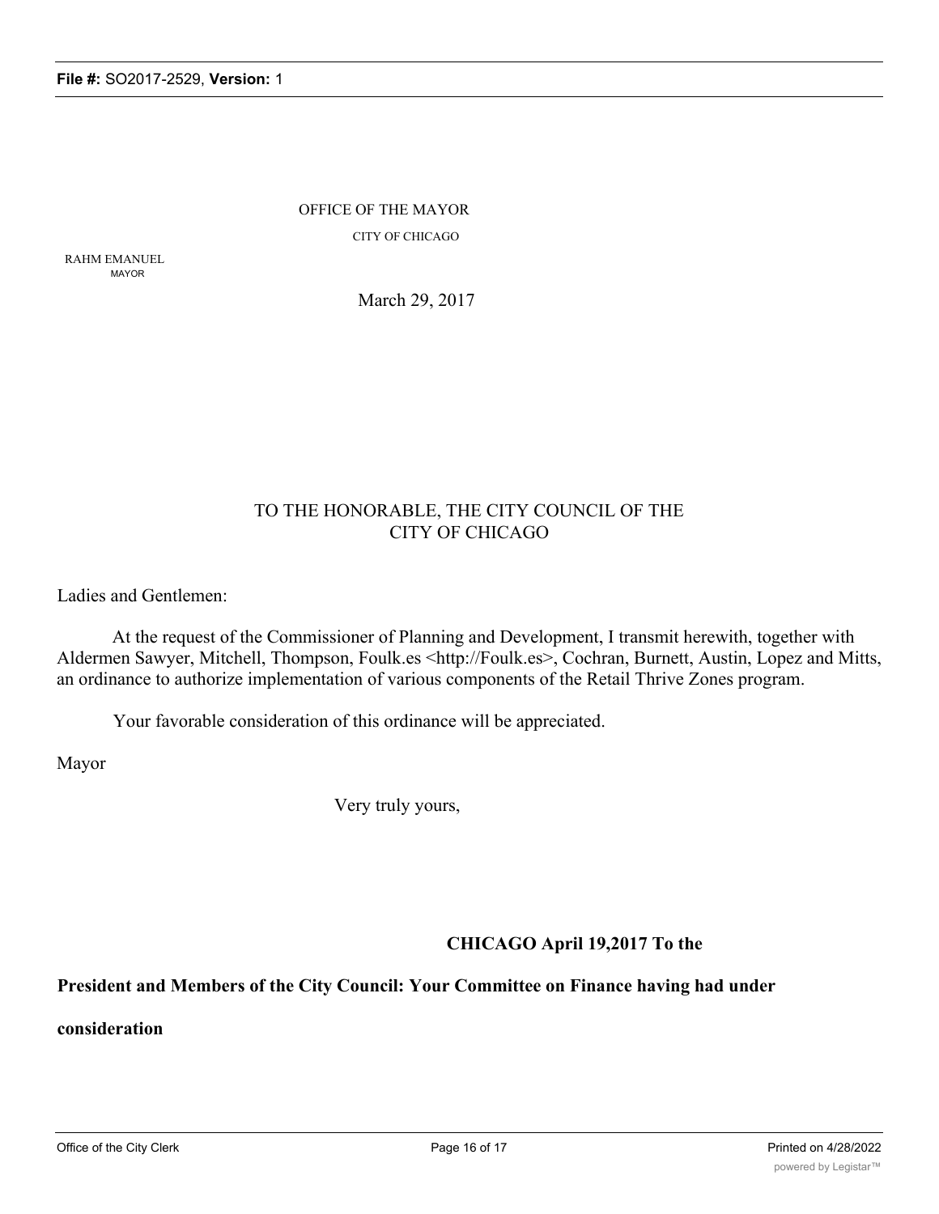OFFICE OF THE MAYOR

CITY OF CHICAGO

RAHM EMANUEL
MAYOR

March 29, 2017

TO THE HONORABLE, THE CITY COUNCIL OF THE CITY OF CHICAGO

Ladies and Gentlemen:

At the request of the Commissioner of Planning and Development, I transmit herewith, together with Aldermen Sawyer, Mitchell, Thompson, Foulk.es <http://Foulk.es>, Cochran, Burnett, Austin, Lopez and Mitts, an ordinance to authorize implementation of various components of the Retail Thrive Zones program.

Your favorable consideration of this ordinance will be appreciated.

Mayor

Very truly yours,

**CHICAGO April 19,2017 To the**

**President and Members of the City Council: Your Committee on Finance having had under**

**consideration**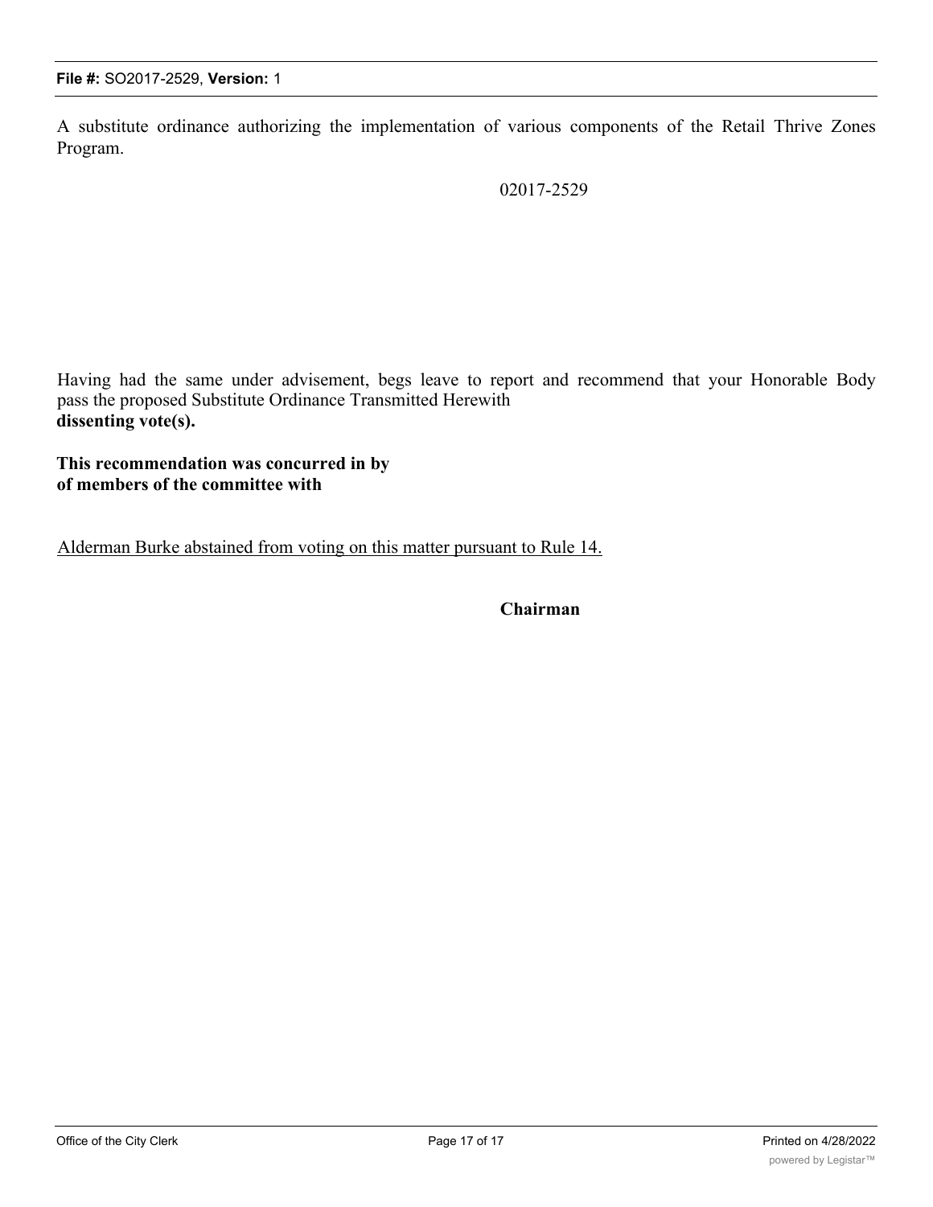A substitute ordinance authorizing the implementation of various components of the Retail Thrive Zones Program.

02017-2529

Having had the same under advisement, begs leave to report and recommend that your Honorable Body pass the proposed Substitute Ordinance Transmitted Herewith
**dissenting vote(s).**

**This recommendation was concurred in by**
**of members of the committee with**

Alderman Burke abstained from voting on this matter pursuant to Rule 14.

**Chairman**